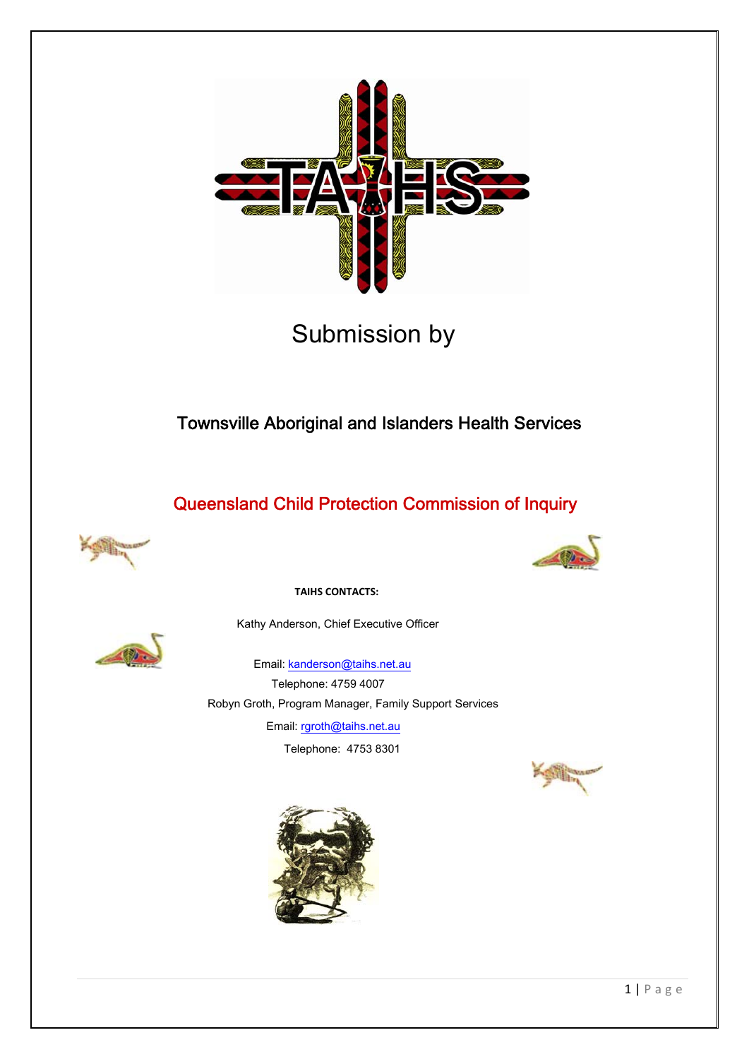# Submission by

## Townsville Aboriginal and Islanders Health Services

## Queensland Child Protection Commission of Inquiry

**TAIHS CONTACTS:**

Kathy Anderson, Chief Executive Officer

Email: kanderson@taihs.net.au

Telephone: 4759 4007

Robyn Groth, Program Manager, Family Support Services

Email: rgroth@taihs.net.au

Telephone: 4753 8301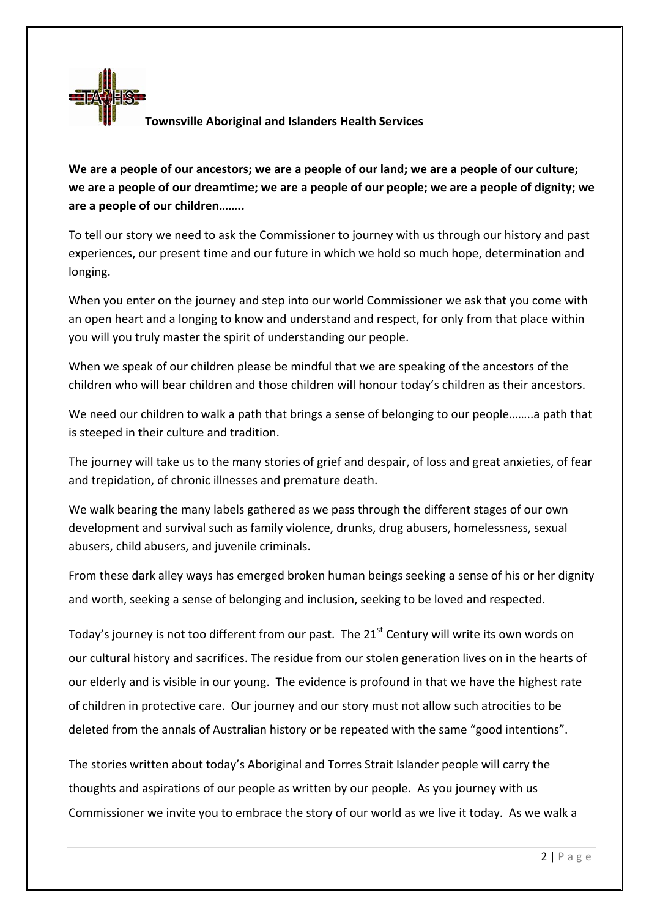**Townsville Aboriginal and Islanders Health Services**

**We are a people of our ancestors; we are a people of our land; we are a people of our culture; we are a people of our dreamtime; we are a people of our people; we are a people of dignity; we are a people of our children……..**

To tell our story we need to ask the Commissioner to journey with us through our history and past experiences, our present time and our future in which we hold so much hope, determination and longing.

When you enter on the journey and step into our world Commissioner we ask that you come with an open heart and a longing to know and understand and respect, for only from that place within you will you truly master the spirit of understanding our people.

When we speak of our children please be mindful that we are speaking of the ancestors of the children who will bear children and those children will honour today's children as their ancestors.

We need our children to walk a path that brings a sense of belonging to our people……..a path that is steeped in their culture and tradition.

The journey will take us to the many stories of grief and despair, of loss and great anxieties, of fear and trepidation, of chronic illnesses and premature death.

We walk bearing the many labels gathered as we pass through the different stages of our own development and survival such as family violence, drunks, drug abusers, homelessness, sexual abusers, child abusers, and juvenile criminals.

From these dark alley ways has emerged broken human beings seeking a sense of his or her dignity and worth, seeking a sense of belonging and inclusion, seeking to be loved and respected.

Today's journey is not too different from our past. The 21st Century will write its own words on our cultural history and sacrifices. The residue from our stolen generation lives on in the hearts of our elderly and is visible in our young. The evidence is profound in that we have the highest rate of children in protective care. Our journey and our story must not allow such atrocities to be deleted from the annals of Australian history or be repeated with the same "good intentions".

The stories written about today's Aboriginal and Torres Strait Islander people will carry the thoughts and aspirations of our people as written by our people. As you journey with us Commissioner we invite you to embrace the story of our world as we live it today. As we walk a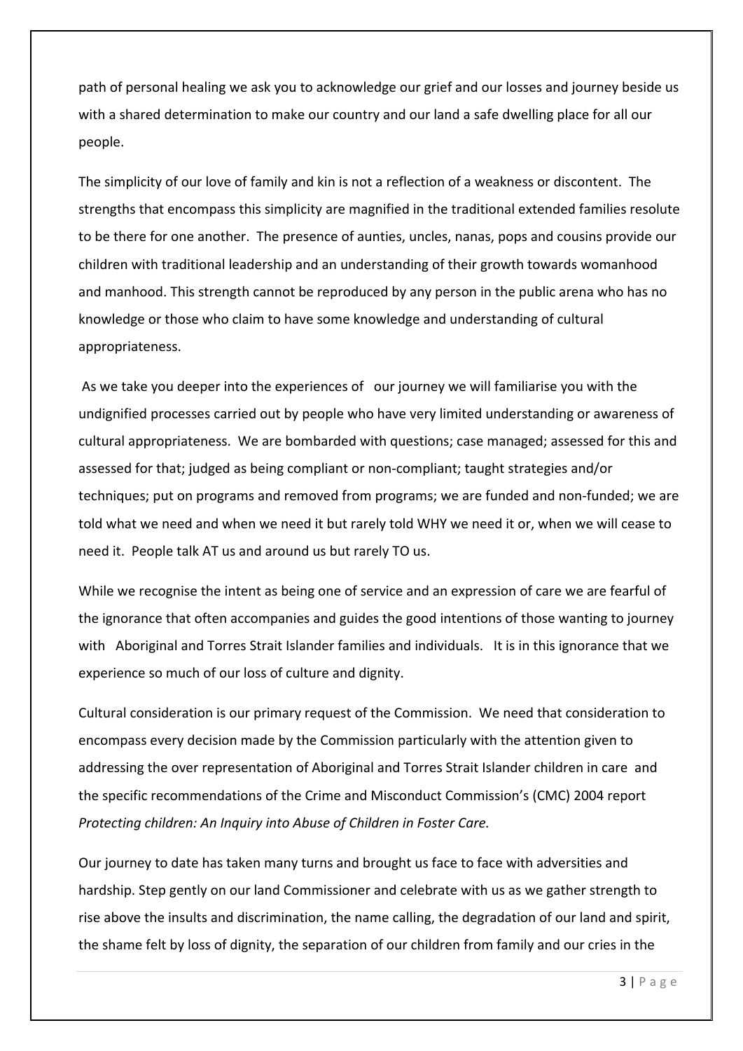path of personal healing we ask you to acknowledge our grief and our losses and journey beside us with a shared determination to make our country and our land a safe dwelling place for all our people.

The simplicity of our love of family and kin is not a reflection of a weakness or discontent. The strengths that encompass this simplicity are magnified in the traditional extended families resolute to be there for one another. The presence of aunties, uncles, nanas, pops and cousins provide our children with traditional leadership and an understanding of their growth towards womanhood and manhood. This strength cannot be reproduced by any person in the public arena who has no knowledge or those who claim to have some knowledge and understanding of cultural appropriateness.

As we take you deeper into the experiences of our journey we will familiarise you with the undignified processes carried out by people who have very limited understanding or awareness of cultural appropriateness. We are bombarded with questions; case managed; assessed for this and assessed for that; judged as being compliant or non-compliant; taught strategies and/or techniques; put on programs and removed from programs; we are funded and non-funded; we are told what we need and when we need it but rarely told WHY we need it or, when we will cease to need it. People talk AT us and around us but rarely TO us.

While we recognise the intent as being one of service and an expression of care we are fearful of the ignorance that often accompanies and guides the good intentions of those wanting to journey with Aboriginal and Torres Strait Islander families and individuals. It is in this ignorance that we experience so much of our loss of culture and dignity.

Cultural consideration is our primary request of the Commission. We need that consideration to encompass every decision made by the Commission particularly with the attention given to addressing the over representation of Aboriginal and Torres Strait Islander children in care and the specific recommendations of the Crime and Misconduct Commission's (CMC) 2004 report *Protecting children: An Inquiry into Abuse of Children in Foster Care.*

Our journey to date has taken many turns and brought us face to face with adversities and hardship. Step gently on our land Commissioner and celebrate with us as we gather strength to rise above the insults and discrimination, the name calling, the degradation of our land and spirit, the shame felt by loss of dignity, the separation of our children from family and our cries in the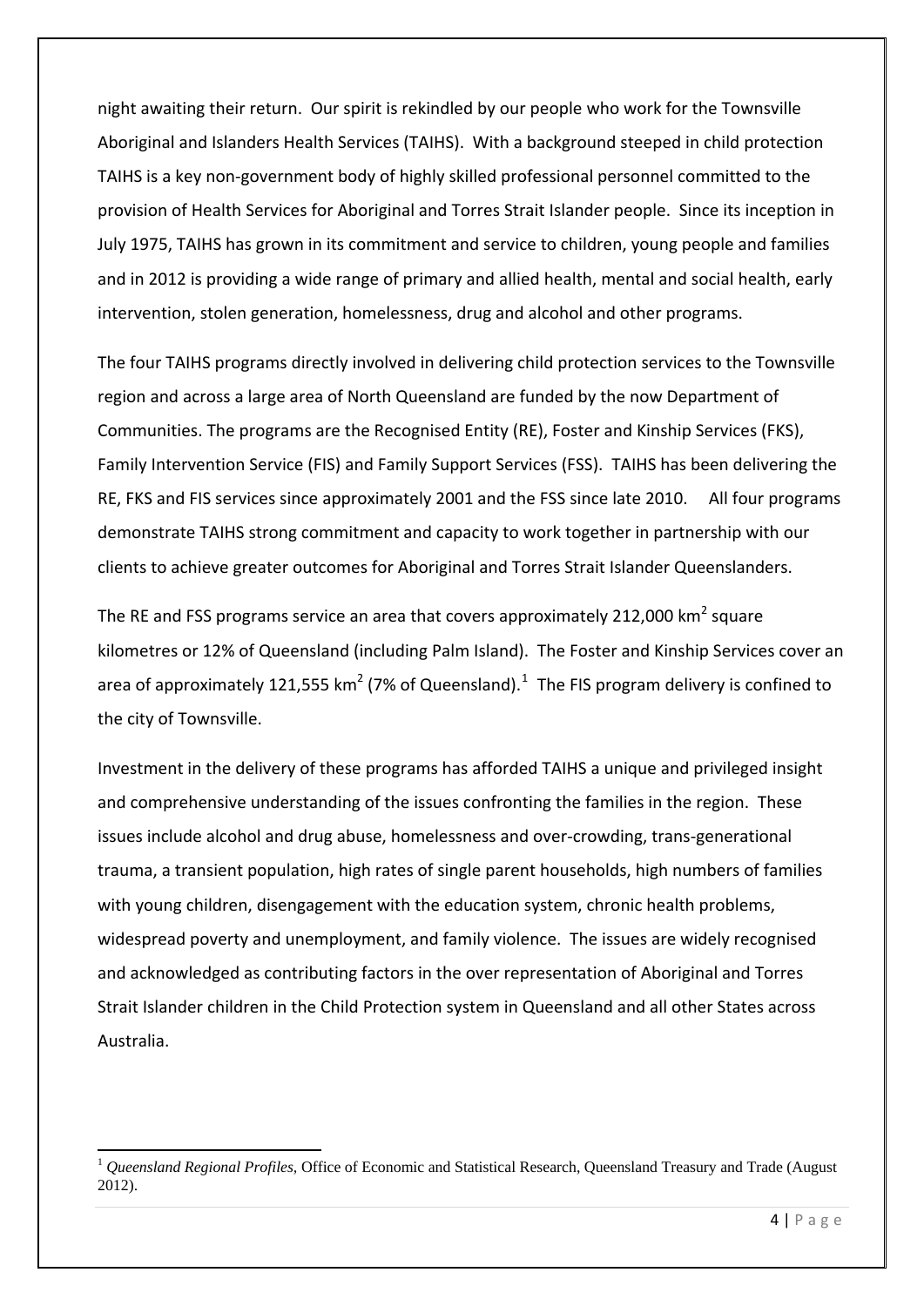night awaiting their return.  Our spirit is rekindled by our people who work for the Townsville Aboriginal and Islanders Health Services (TAIHS).  With a background steeped in child protection TAIHS is a key non-government body of highly skilled professional personnel committed to the provision of Health Services for Aboriginal and Torres Strait Islander people.  Since its inception in July 1975, TAIHS has grown in its commitment and service to children, young people and families and in 2012 is providing a wide range of primary and allied health, mental and social health, early intervention, stolen generation, homelessness, drug and alcohol and other programs.

The four TAIHS programs directly involved in delivering child protection services to the Townsville region and across a large area of North Queensland are funded by the now Department of Communities. The programs are the Recognised Entity (RE), Foster and Kinship Services (FKS), Family Intervention Service (FIS) and Family Support Services (FSS).  TAIHS has been delivering the RE, FKS and FIS services since approximately 2001 and the FSS since late 2010.   All four programs demonstrate TAIHS strong commitment and capacity to work together in partnership with our clients to achieve greater outcomes for Aboriginal and Torres Strait Islander Queenslanders.

The RE and FSS programs service an area that covers approximately 212,000 km$^2$ square kilometres or 12% of Queensland (including Palm Island).  The Foster and Kinship Services cover an area of approximately 121,555 km$^2$ (7% of Queensland).[1]  The FIS program delivery is confined to the city of Townsville.

Investment in the delivery of these programs has afforded TAIHS a unique and privileged insight and comprehensive understanding of the issues confronting the families in the region.  These issues include alcohol and drug abuse, homelessness and over-crowding, trans-generational trauma, a transient population, high rates of single parent households, high numbers of families with young children, disengagement with the education system, chronic health problems, widespread poverty and unemployment, and family violence.  The issues are widely recognised and acknowledged as contributing factors in the over representation of Aboriginal and Torres Strait Islander children in the Child Protection system in Queensland and all other States across Australia.

[1] *Queensland Regional Profiles,* Office of Economic and Statistical Research, Queensland Treasury and Trade (August 2012).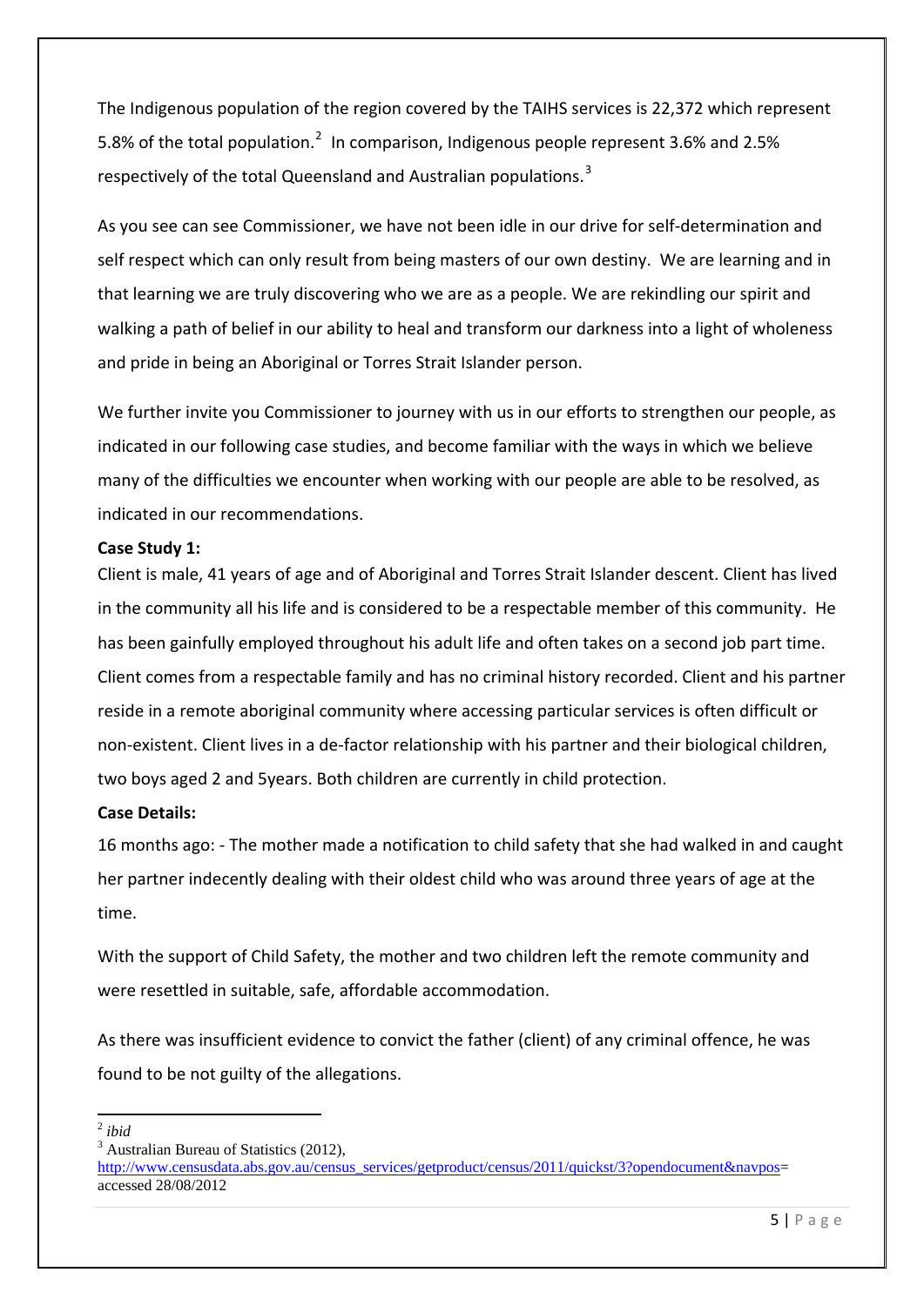The Indigenous population of the region covered by the TAIHS services is 22,372 which represent 5.8% of the total population.[2] In comparison, Indigenous people represent 3.6% and 2.5% respectively of the total Queensland and Australian populations.[3]

As you see can see Commissioner, we have not been idle in our drive for self-determination and self respect which can only result from being masters of our own destiny. We are learning and in that learning we are truly discovering who we are as a people. We are rekindling our spirit and walking a path of belief in our ability to heal and transform our darkness into a light of wholeness and pride in being an Aboriginal or Torres Strait Islander person.

We further invite you Commissioner to journey with us in our efforts to strengthen our people, as indicated in our following case studies, and become familiar with the ways in which we believe many of the difficulties we encounter when working with our people are able to be resolved, as indicated in our recommendations.

**Case Study 1:**

Client is male, 41 years of age and of Aboriginal and Torres Strait Islander descent. Client has lived in the community all his life and is considered to be a respectable member of this community. He has been gainfully employed throughout his adult life and often takes on a second job part time. Client comes from a respectable family and has no criminal history recorded. Client and his partner reside in a remote aboriginal community where accessing particular services is often difficult or non-existent. Client lives in a de-factor relationship with his partner and their biological children, two boys aged 2 and 5years. Both children are currently in child protection.

**Case Details:**

16 months ago: - The mother made a notification to child safety that she had walked in and caught her partner indecently dealing with their oldest child who was around three years of age at the time.

With the support of Child Safety, the mother and two children left the remote community and were resettled in suitable, safe, affordable accommodation.

As there was insufficient evidence to convict the father (client) of any criminal offence, he was found to be not guilty of the allegations.

---

[2] *ibid*

[3] Australian Bureau of Statistics (2012), http://www.censusdata.abs.gov.au/census_services/getproduct/census/2011/quickst/3?opendocument&navpos= accessed 28/08/2012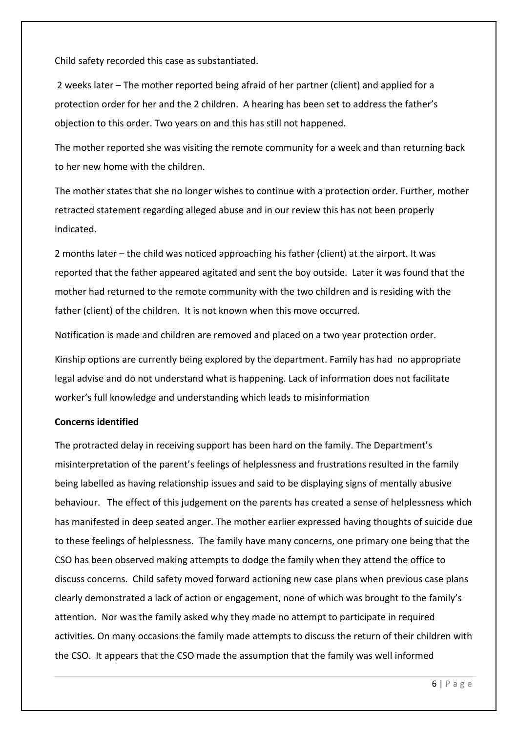Child safety recorded this case as substantiated.

2 weeks later – The mother reported being afraid of her partner (client) and applied for a protection order for her and the 2 children. A hearing has been set to address the father's objection to this order. Two years on and this has still not happened.

The mother reported she was visiting the remote community for a week and than returning back to her new home with the children.

The mother states that she no longer wishes to continue with a protection order. Further, mother retracted statement regarding alleged abuse and in our review this has not been properly indicated.

2 months later – the child was noticed approaching his father (client) at the airport. It was reported that the father appeared agitated and sent the boy outside. Later it was found that the mother had returned to the remote community with the two children and is residing with the father (client) of the children. It is not known when this move occurred.

Notification is made and children are removed and placed on a two year protection order.

Kinship options are currently being explored by the department. Family has had no appropriate legal advise and do not understand what is happening. Lack of information does not facilitate worker's full knowledge and understanding which leads to misinformation

**Concerns identified**

The protracted delay in receiving support has been hard on the family. The Department's misinterpretation of the parent's feelings of helplessness and frustrations resulted in the family being labelled as having relationship issues and said to be displaying signs of mentally abusive behaviour. The effect of this judgement on the parents has created a sense of helplessness which has manifested in deep seated anger. The mother earlier expressed having thoughts of suicide due to these feelings of helplessness. The family have many concerns, one primary one being that the CSO has been observed making attempts to dodge the family when they attend the office to discuss concerns. Child safety moved forward actioning new case plans when previous case plans clearly demonstrated a lack of action or engagement, none of which was brought to the family's attention. Nor was the family asked why they made no attempt to participate in required activities. On many occasions the family made attempts to discuss the return of their children with the CSO. It appears that the CSO made the assumption that the family was well informed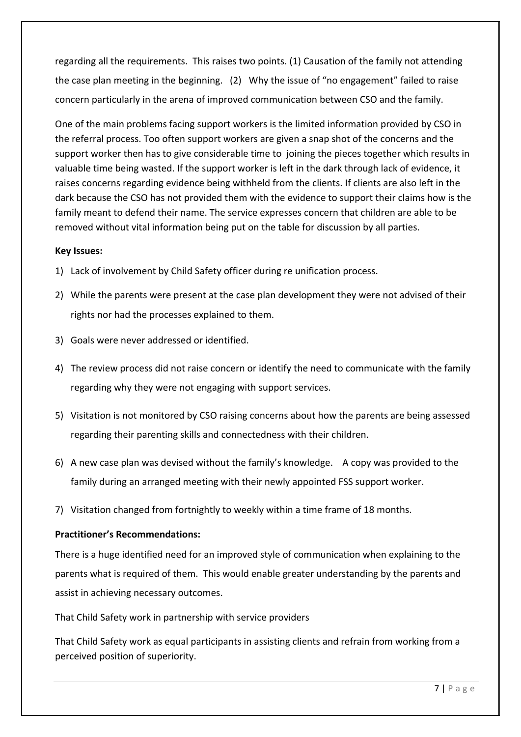regarding all the requirements. This raises two points. (1) Causation of the family not attending the case plan meeting in the beginning. (2) Why the issue of "no engagement" failed to raise concern particularly in the arena of improved communication between CSO and the family.

One of the main problems facing support workers is the limited information provided by CSO in the referral process. Too often support workers are given a snap shot of the concerns and the support worker then has to give considerable time to joining the pieces together which results in valuable time being wasted. If the support worker is left in the dark through lack of evidence, it raises concerns regarding evidence being withheld from the clients. If clients are also left in the dark because the CSO has not provided them with the evidence to support their claims how is the family meant to defend their name. The service expresses concern that children are able to be removed without vital information being put on the table for discussion by all parties.

**Key Issues:**

1) Lack of involvement by Child Safety officer during re unification process.
2) While the parents were present at the case plan development they were not advised of their rights nor had the processes explained to them.
3) Goals were never addressed or identified.
4) The review process did not raise concern or identify the need to communicate with the family regarding why they were not engaging with support services.
5) Visitation is not monitored by CSO raising concerns about how the parents are being assessed regarding their parenting skills and connectedness with their children.
6) A new case plan was devised without the family's knowledge. A copy was provided to the family during an arranged meeting with their newly appointed FSS support worker.
7) Visitation changed from fortnightly to weekly within a time frame of 18 months.

**Practitioner's Recommendations:**

There is a huge identified need for an improved style of communication when explaining to the parents what is required of them. This would enable greater understanding by the parents and assist in achieving necessary outcomes.

That Child Safety work in partnership with service providers

That Child Safety work as equal participants in assisting clients and refrain from working from a perceived position of superiority.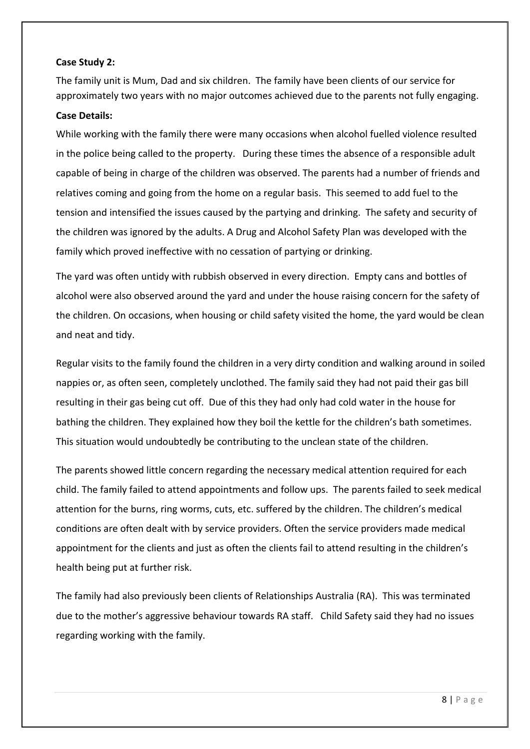**Case Study 2:**

The family unit is Mum, Dad and six children. The family have been clients of our service for approximately two years with no major outcomes achieved due to the parents not fully engaging.

**Case Details:**

While working with the family there were many occasions when alcohol fuelled violence resulted in the police being called to the property. During these times the absence of a responsible adult capable of being in charge of the children was observed. The parents had a number of friends and relatives coming and going from the home on a regular basis. This seemed to add fuel to the tension and intensified the issues caused by the partying and drinking. The safety and security of the children was ignored by the adults. A Drug and Alcohol Safety Plan was developed with the family which proved ineffective with no cessation of partying or drinking.

The yard was often untidy with rubbish observed in every direction. Empty cans and bottles of alcohol were also observed around the yard and under the house raising concern for the safety of the children. On occasions, when housing or child safety visited the home, the yard would be clean and neat and tidy.

Regular visits to the family found the children in a very dirty condition and walking around in soiled nappies or, as often seen, completely unclothed. The family said they had not paid their gas bill resulting in their gas being cut off. Due of this they had only had cold water in the house for bathing the children. They explained how they boil the kettle for the children's bath sometimes. This situation would undoubtedly be contributing to the unclean state of the children.

The parents showed little concern regarding the necessary medical attention required for each child. The family failed to attend appointments and follow ups. The parents failed to seek medical attention for the burns, ring worms, cuts, etc. suffered by the children. The children's medical conditions are often dealt with by service providers. Often the service providers made medical appointment for the clients and just as often the clients fail to attend resulting in the children's health being put at further risk.

The family had also previously been clients of Relationships Australia (RA). This was terminated due to the mother's aggressive behaviour towards RA staff. Child Safety said they had no issues regarding working with the family.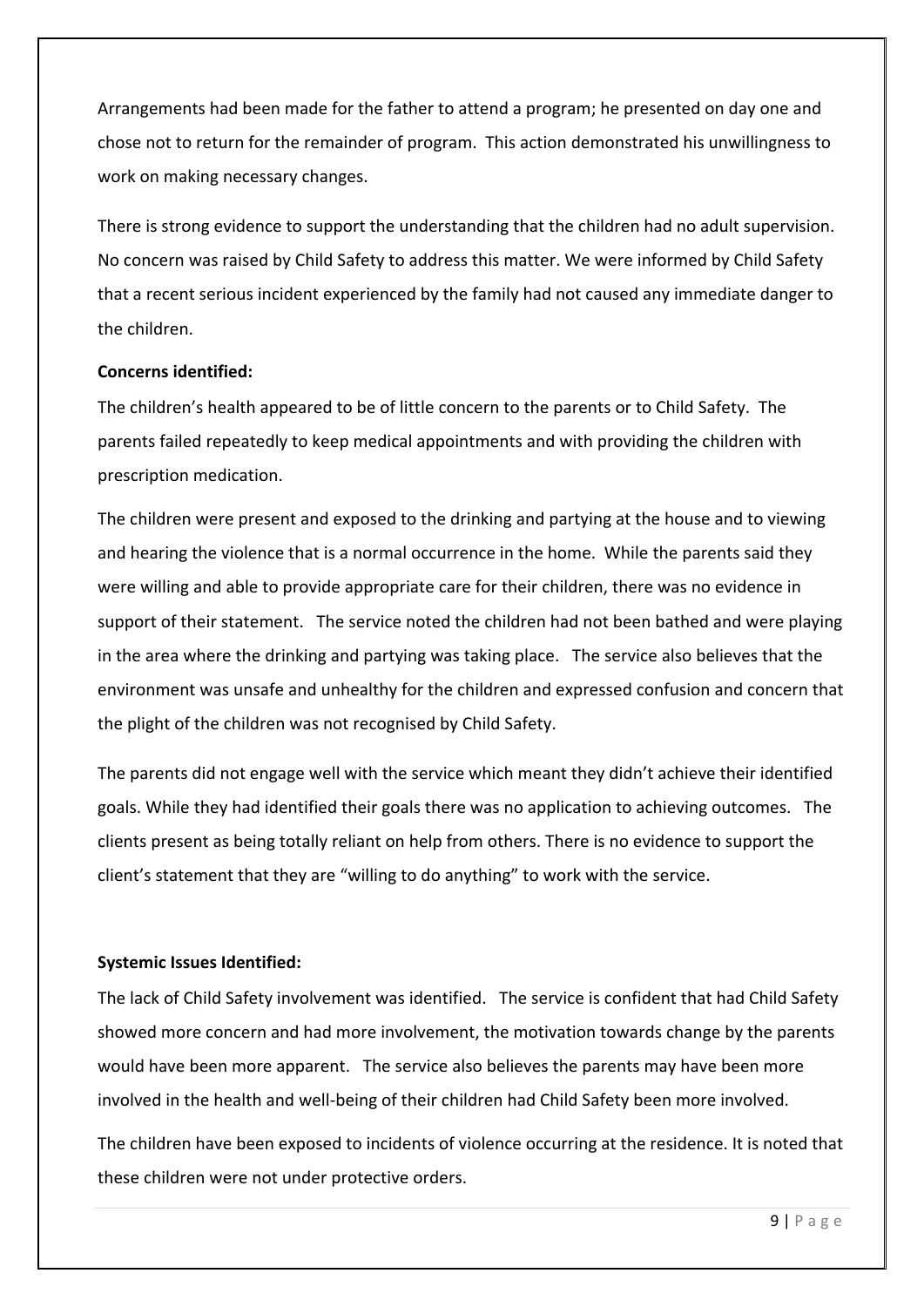Arrangements had been made for the father to attend a program; he presented on day one and chose not to return for the remainder of program. This action demonstrated his unwillingness to work on making necessary changes.

There is strong evidence to support the understanding that the children had no adult supervision. No concern was raised by Child Safety to address this matter. We were informed by Child Safety that a recent serious incident experienced by the family had not caused any immediate danger to the children.

**Concerns identified:**

The children's health appeared to be of little concern to the parents or to Child Safety. The parents failed repeatedly to keep medical appointments and with providing the children with prescription medication.

The children were present and exposed to the drinking and partying at the house and to viewing and hearing the violence that is a normal occurrence in the home. While the parents said they were willing and able to provide appropriate care for their children, there was no evidence in support of their statement. The service noted the children had not been bathed and were playing in the area where the drinking and partying was taking place. The service also believes that the environment was unsafe and unhealthy for the children and expressed confusion and concern that the plight of the children was not recognised by Child Safety.

The parents did not engage well with the service which meant they didn't achieve their identified goals. While they had identified their goals there was no application to achieving outcomes. The clients present as being totally reliant on help from others. There is no evidence to support the client's statement that they are "willing to do anything" to work with the service.

**Systemic Issues Identified:**

The lack of Child Safety involvement was identified. The service is confident that had Child Safety showed more concern and had more involvement, the motivation towards change by the parents would have been more apparent. The service also believes the parents may have been more involved in the health and well-being of their children had Child Safety been more involved.

The children have been exposed to incidents of violence occurring at the residence. It is noted that these children were not under protective orders.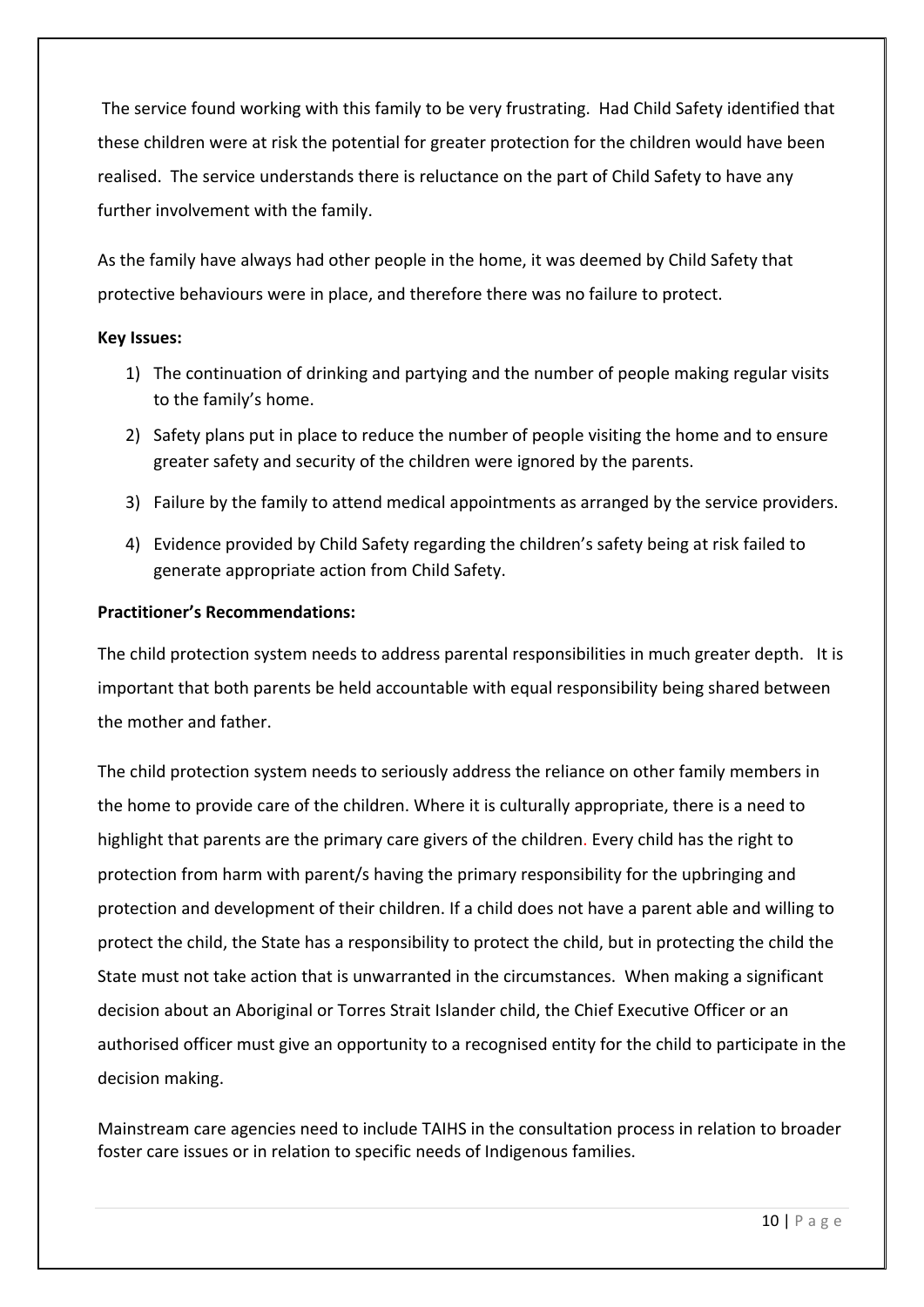The service found working with this family to be very frustrating. Had Child Safety identified that these children were at risk the potential for greater protection for the children would have been realised. The service understands there is reluctance on the part of Child Safety to have any further involvement with the family.

As the family have always had other people in the home, it was deemed by Child Safety that protective behaviours were in place, and therefore there was no failure to protect.

**Key Issues:**

1) The continuation of drinking and partying and the number of people making regular visits to the family's home.
2) Safety plans put in place to reduce the number of people visiting the home and to ensure greater safety and security of the children were ignored by the parents.
3) Failure by the family to attend medical appointments as arranged by the service providers.
4) Evidence provided by Child Safety regarding the children's safety being at risk failed to generate appropriate action from Child Safety.

**Practitioner's Recommendations:**

The child protection system needs to address parental responsibilities in much greater depth. It is important that both parents be held accountable with equal responsibility being shared between the mother and father.

The child protection system needs to seriously address the reliance on other family members in the home to provide care of the children. Where it is culturally appropriate, there is a need to highlight that parents are the primary care givers of the children. Every child has the right to protection from harm with parent/s having the primary responsibility for the upbringing and protection and development of their children. If a child does not have a parent able and willing to protect the child, the State has a responsibility to protect the child, but in protecting the child the State must not take action that is unwarranted in the circumstances. When making a significant decision about an Aboriginal or Torres Strait Islander child, the Chief Executive Officer or an authorised officer must give an opportunity to a recognised entity for the child to participate in the decision making.

Mainstream care agencies need to include TAIHS in the consultation process in relation to broader foster care issues or in relation to specific needs of Indigenous families.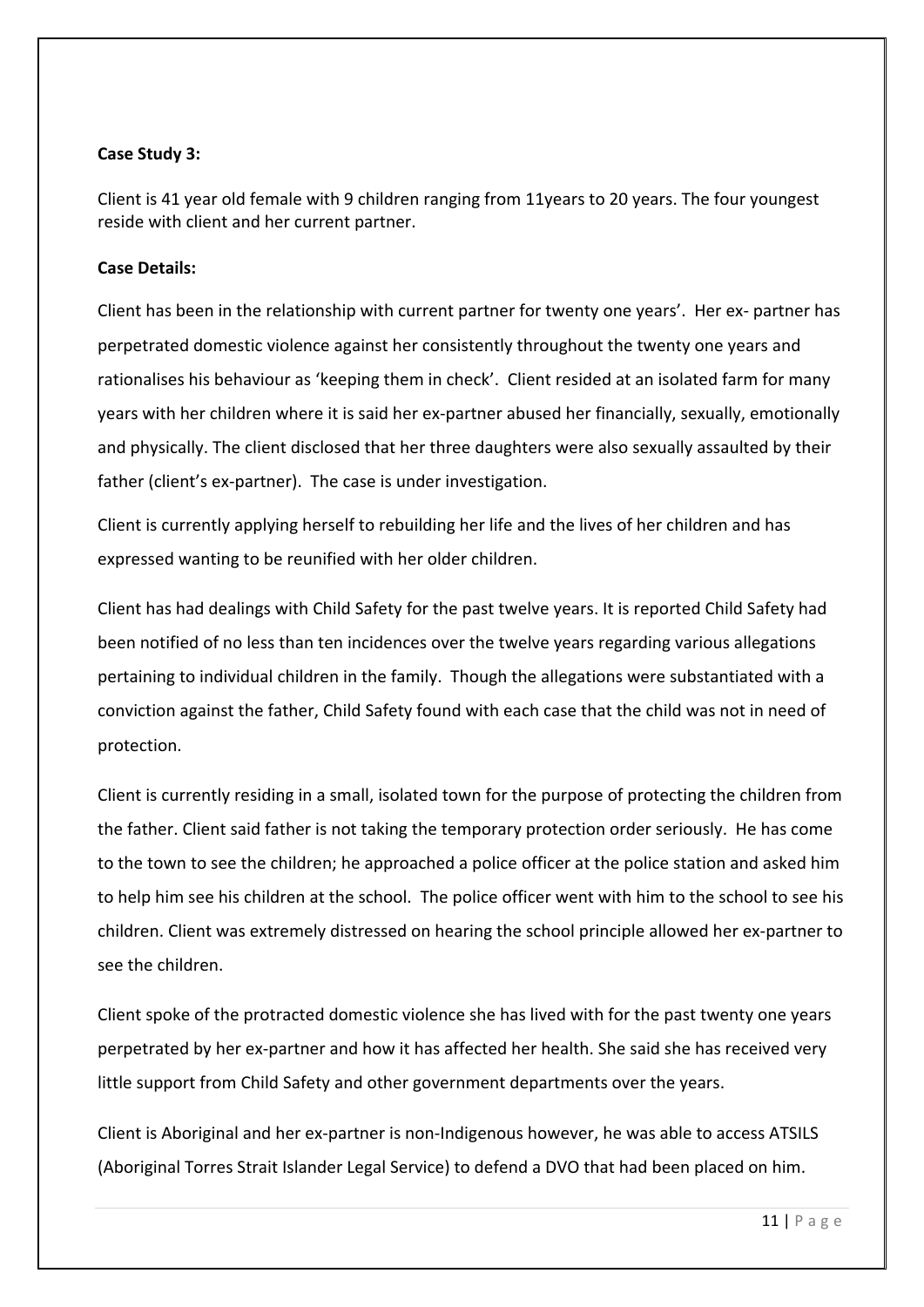**Case Study 3:**

Client is 41 year old female with 9 children ranging from 11years to 20 years. The four youngest reside with client and her current partner.

**Case Details:**

Client has been in the relationship with current partner for twenty one years'. Her ex- partner has perpetrated domestic violence against her consistently throughout the twenty one years and rationalises his behaviour as 'keeping them in check'. Client resided at an isolated farm for many years with her children where it is said her ex-partner abused her financially, sexually, emotionally and physically. The client disclosed that her three daughters were also sexually assaulted by their father (client's ex-partner). The case is under investigation.

Client is currently applying herself to rebuilding her life and the lives of her children and has expressed wanting to be reunified with her older children.

Client has had dealings with Child Safety for the past twelve years. It is reported Child Safety had been notified of no less than ten incidences over the twelve years regarding various allegations pertaining to individual children in the family. Though the allegations were substantiated with a conviction against the father, Child Safety found with each case that the child was not in need of protection.

Client is currently residing in a small, isolated town for the purpose of protecting the children from the father. Client said father is not taking the temporary protection order seriously. He has come to the town to see the children; he approached a police officer at the police station and asked him to help him see his children at the school. The police officer went with him to the school to see his children. Client was extremely distressed on hearing the school principle allowed her ex-partner to see the children.

Client spoke of the protracted domestic violence she has lived with for the past twenty one years perpetrated by her ex-partner and how it has affected her health. She said she has received very little support from Child Safety and other government departments over the years.

Client is Aboriginal and her ex-partner is non-Indigenous however, he was able to access ATSILS (Aboriginal Torres Strait Islander Legal Service) to defend a DVO that had been placed on him.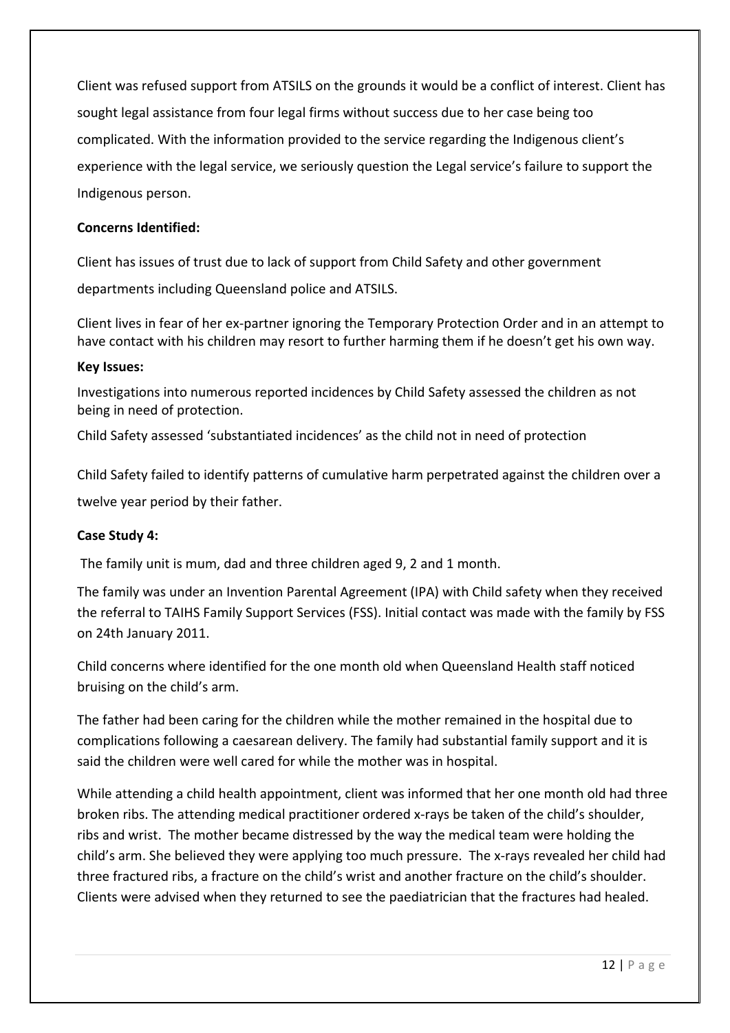Client was refused support from ATSILS on the grounds it would be a conflict of interest. Client has sought legal assistance from four legal firms without success due to her case being too complicated. With the information provided to the service regarding the Indigenous client's experience with the legal service, we seriously question the Legal service's failure to support the Indigenous person.

**Concerns Identified:**

Client has issues of trust due to lack of support from Child Safety and other government departments including Queensland police and ATSILS.

Client lives in fear of her ex-partner ignoring the Temporary Protection Order and in an attempt to have contact with his children may resort to further harming them if he doesn't get his own way.

**Key Issues:**

Investigations into numerous reported incidences by Child Safety assessed the children as not being in need of protection.

Child Safety assessed 'substantiated incidences' as the child not in need of protection

Child Safety failed to identify patterns of cumulative harm perpetrated against the children over a twelve year period by their father.

**Case Study 4:**

The family unit is mum, dad and three children aged 9, 2 and 1 month.

The family was under an Invention Parental Agreement (IPA) with Child safety when they received the referral to TAIHS Family Support Services (FSS). Initial contact was made with the family by FSS on 24th January 2011.

Child concerns where identified for the one month old when Queensland Health staff noticed bruising on the child's arm.

The father had been caring for the children while the mother remained in the hospital due to complications following a caesarean delivery. The family had substantial family support and it is said the children were well cared for while the mother was in hospital.

While attending a child health appointment, client was informed that her one month old had three broken ribs. The attending medical practitioner ordered x-rays be taken of the child's shoulder, ribs and wrist. The mother became distressed by the way the medical team were holding the child's arm. She believed they were applying too much pressure. The x-rays revealed her child had three fractured ribs, a fracture on the child's wrist and another fracture on the child's shoulder. Clients were advised when they returned to see the paediatrician that the fractures had healed.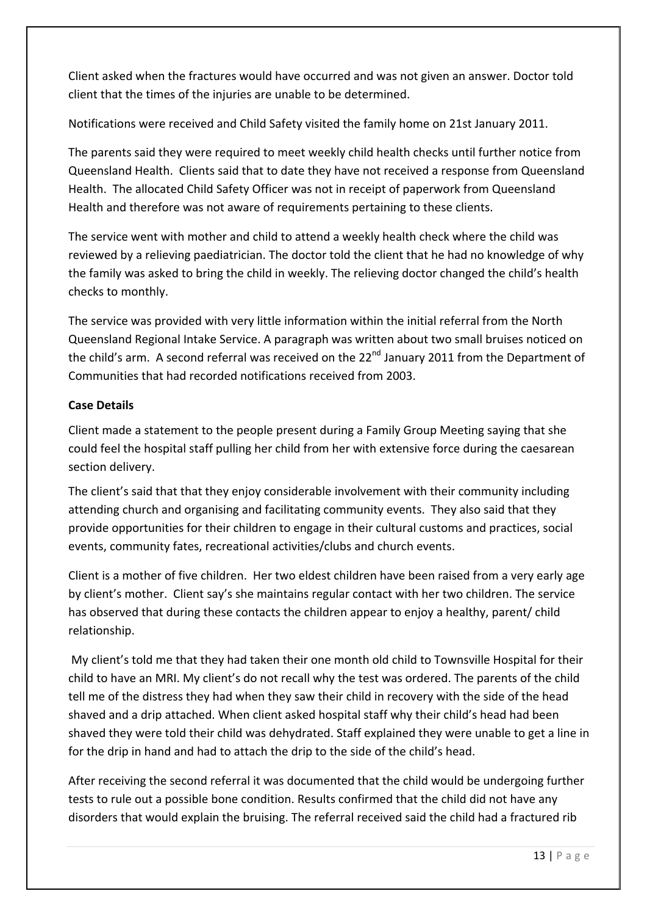Client asked when the fractures would have occurred and was not given an answer. Doctor told client that the times of the injuries are unable to be determined.

Notifications were received and Child Safety visited the family home on 21st January 2011.

The parents said they were required to meet weekly child health checks until further notice from Queensland Health. Clients said that to date they have not received a response from Queensland Health. The allocated Child Safety Officer was not in receipt of paperwork from Queensland Health and therefore was not aware of requirements pertaining to these clients.

The service went with mother and child to attend a weekly health check where the child was reviewed by a relieving paediatrician. The doctor told the client that he had no knowledge of why the family was asked to bring the child in weekly. The relieving doctor changed the child's health checks to monthly.

The service was provided with very little information within the initial referral from the North Queensland Regional Intake Service. A paragraph was written about two small bruises noticed on the child's arm. A second referral was received on the 22nd January 2011 from the Department of Communities that had recorded notifications received from 2003.

**Case Details**

Client made a statement to the people present during a Family Group Meeting saying that she could feel the hospital staff pulling her child from her with extensive force during the caesarean section delivery.

The client's said that that they enjoy considerable involvement with their community including attending church and organising and facilitating community events. They also said that they provide opportunities for their children to engage in their cultural customs and practices, social events, community fates, recreational activities/clubs and church events.

Client is a mother of five children. Her two eldest children have been raised from a very early age by client's mother. Client say's she maintains regular contact with her two children. The service has observed that during these contacts the children appear to enjoy a healthy, parent/ child relationship.

My client's told me that they had taken their one month old child to Townsville Hospital for their child to have an MRI. My client's do not recall why the test was ordered. The parents of the child tell me of the distress they had when they saw their child in recovery with the side of the head shaved and a drip attached. When client asked hospital staff why their child's head had been shaved they were told their child was dehydrated. Staff explained they were unable to get a line in for the drip in hand and had to attach the drip to the side of the child's head.

After receiving the second referral it was documented that the child would be undergoing further tests to rule out a possible bone condition. Results confirmed that the child did not have any disorders that would explain the bruising. The referral received said the child had a fractured rib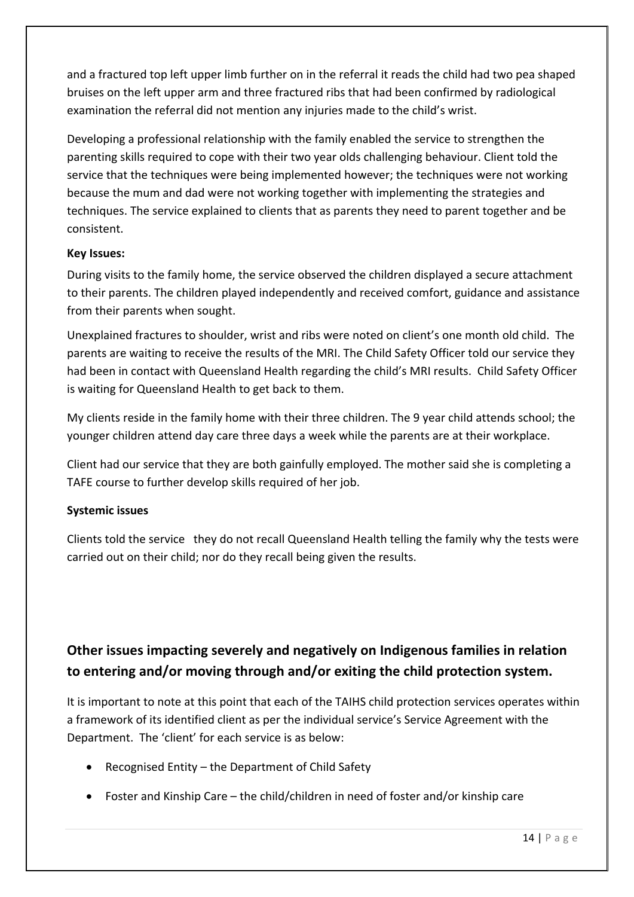and a fractured top left upper limb further on in the referral it reads the child had two pea shaped bruises on the left upper arm and three fractured ribs that had been confirmed by radiological examination the referral did not mention any injuries made to the child's wrist.

Developing a professional relationship with the family enabled the service to strengthen the parenting skills required to cope with their two year olds challenging behaviour. Client told the service that the techniques were being implemented however; the techniques were not working because the mum and dad were not working together with implementing the strategies and techniques. The service explained to clients that as parents they need to parent together and be consistent.

**Key Issues:**

During visits to the family home, the service observed the children displayed a secure attachment to their parents. The children played independently and received comfort, guidance and assistance from their parents when sought.

Unexplained fractures to shoulder, wrist and ribs were noted on client's one month old child. The parents are waiting to receive the results of the MRI. The Child Safety Officer told our service they had been in contact with Queensland Health regarding the child's MRI results. Child Safety Officer is waiting for Queensland Health to get back to them.

My clients reside in the family home with their three children. The 9 year child attends school; the younger children attend day care three days a week while the parents are at their workplace.

Client had our service that they are both gainfully employed. The mother said she is completing a TAFE course to further develop skills required of her job.

**Systemic issues**

Clients told the service they do not recall Queensland Health telling the family why the tests were carried out on their child; nor do they recall being given the results.

## Other issues impacting severely and negatively on Indigenous families in relation to entering and/or moving through and/or exiting the child protection system.

It is important to note at this point that each of the TAIHS child protection services operates within a framework of its identified client as per the individual service's Service Agreement with the Department. The 'client' for each service is as below:

- Recognised Entity – the Department of Child Safety
- Foster and Kinship Care – the child/children in need of foster and/or kinship care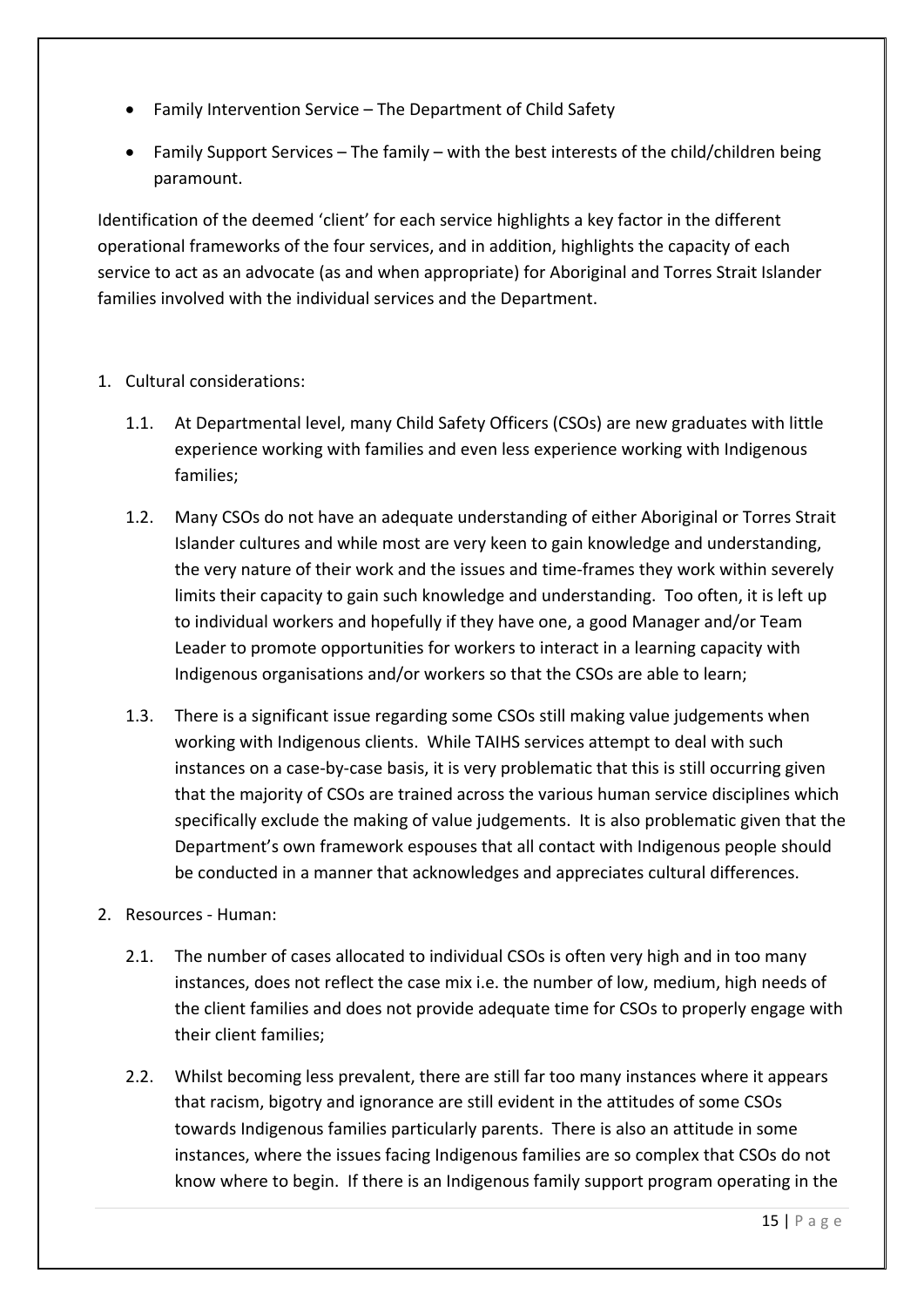- Family Intervention Service – The Department of Child Safety
- Family Support Services – The family – with the best interests of the child/children being paramount.

Identification of the deemed 'client' for each service highlights a key factor in the different operational frameworks of the four services, and in addition, highlights the capacity of each service to act as an advocate (as and when appropriate) for Aboriginal and Torres Strait Islander families involved with the individual services and the Department.

1. Cultural considerations:

   1.1. At Departmental level, many Child Safety Officers (CSOs) are new graduates with little experience working with families and even less experience working with Indigenous families;

   1.2. Many CSOs do not have an adequate understanding of either Aboriginal or Torres Strait Islander cultures and while most are very keen to gain knowledge and understanding, the very nature of their work and the issues and time-frames they work within severely limits their capacity to gain such knowledge and understanding. Too often, it is left up to individual workers and hopefully if they have one, a good Manager and/or Team Leader to promote opportunities for workers to interact in a learning capacity with Indigenous organisations and/or workers so that the CSOs are able to learn;

   1.3. There is a significant issue regarding some CSOs still making value judgements when working with Indigenous clients. While TAIHS services attempt to deal with such instances on a case-by-case basis, it is very problematic that this is still occurring given that the majority of CSOs are trained across the various human service disciplines which specifically exclude the making of value judgements. It is also problematic given that the Department's own framework espouses that all contact with Indigenous people should be conducted in a manner that acknowledges and appreciates cultural differences.

2. Resources - Human:

   2.1. The number of cases allocated to individual CSOs is often very high and in too many instances, does not reflect the case mix i.e. the number of low, medium, high needs of the client families and does not provide adequate time for CSOs to properly engage with their client families;

   2.2. Whilst becoming less prevalent, there are still far too many instances where it appears that racism, bigotry and ignorance are still evident in the attitudes of some CSOs towards Indigenous families particularly parents. There is also an attitude in some instances, where the issues facing Indigenous families are so complex that CSOs do not know where to begin. If there is an Indigenous family support program operating in the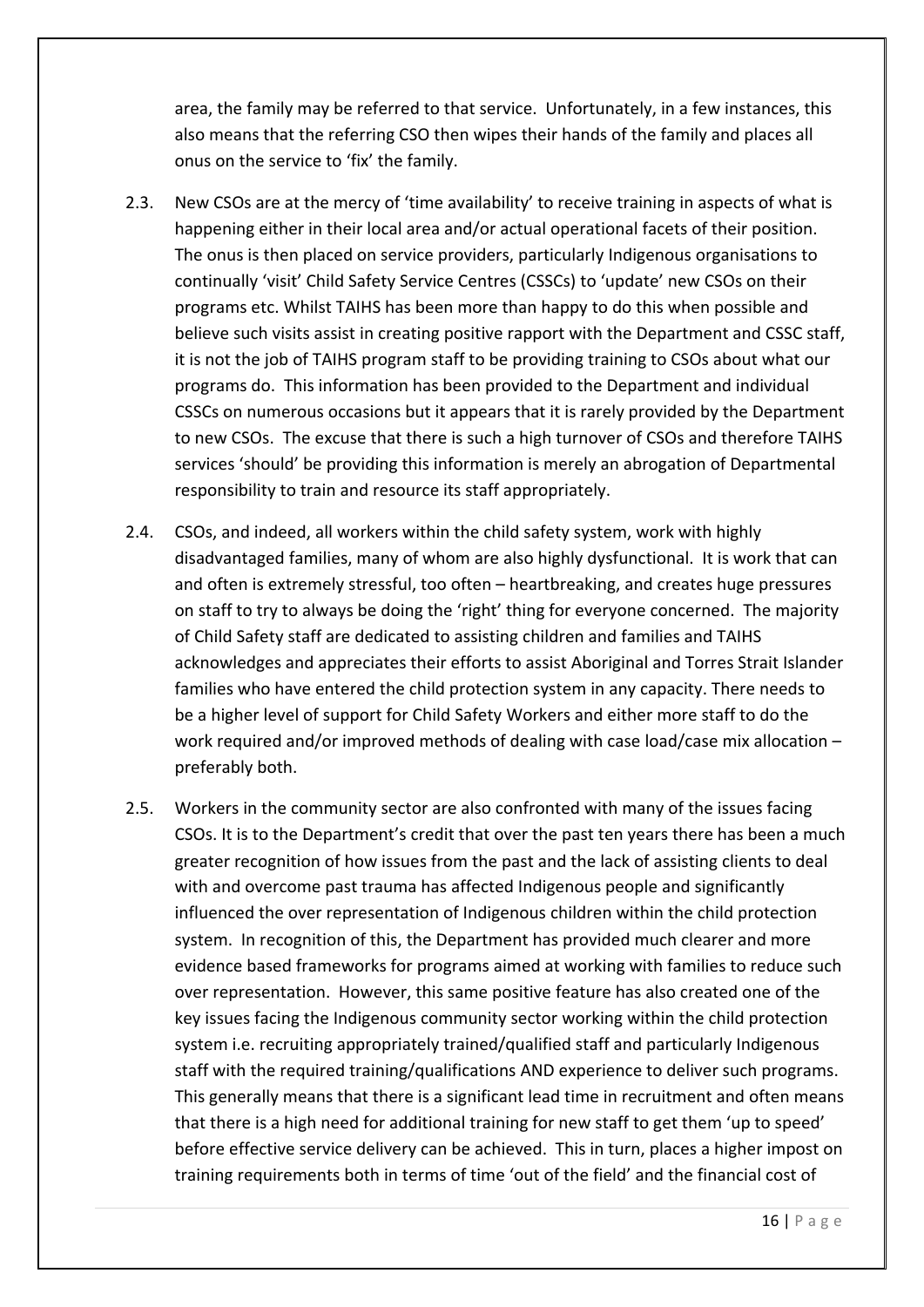area, the family may be referred to that service. Unfortunately, in a few instances, this also means that the referring CSO then wipes their hands of the family and places all onus on the service to 'fix' the family.

2.3. New CSOs are at the mercy of 'time availability' to receive training in aspects of what is happening either in their local area and/or actual operational facets of their position. The onus is then placed on service providers, particularly Indigenous organisations to continually 'visit' Child Safety Service Centres (CSSCs) to 'update' new CSOs on their programs etc. Whilst TAIHS has been more than happy to do this when possible and believe such visits assist in creating positive rapport with the Department and CSSC staff, it is not the job of TAIHS program staff to be providing training to CSOs about what our programs do. This information has been provided to the Department and individual CSSCs on numerous occasions but it appears that it is rarely provided by the Department to new CSOs. The excuse that there is such a high turnover of CSOs and therefore TAIHS services 'should' be providing this information is merely an abrogation of Departmental responsibility to train and resource its staff appropriately.

2.4. CSOs, and indeed, all workers within the child safety system, work with highly disadvantaged families, many of whom are also highly dysfunctional. It is work that can and often is extremely stressful, too often – heartbreaking, and creates huge pressures on staff to try to always be doing the 'right' thing for everyone concerned. The majority of Child Safety staff are dedicated to assisting children and families and TAIHS acknowledges and appreciates their efforts to assist Aboriginal and Torres Strait Islander families who have entered the child protection system in any capacity. There needs to be a higher level of support for Child Safety Workers and either more staff to do the work required and/or improved methods of dealing with case load/case mix allocation – preferably both.

2.5. Workers in the community sector are also confronted with many of the issues facing CSOs. It is to the Department's credit that over the past ten years there has been a much greater recognition of how issues from the past and the lack of assisting clients to deal with and overcome past trauma has affected Indigenous people and significantly influenced the over representation of Indigenous children within the child protection system. In recognition of this, the Department has provided much clearer and more evidence based frameworks for programs aimed at working with families to reduce such over representation. However, this same positive feature has also created one of the key issues facing the Indigenous community sector working within the child protection system i.e. recruiting appropriately trained/qualified staff and particularly Indigenous staff with the required training/qualifications AND experience to deliver such programs. This generally means that there is a significant lead time in recruitment and often means that there is a high need for additional training for new staff to get them 'up to speed' before effective service delivery can be achieved. This in turn, places a higher impost on training requirements both in terms of time 'out of the field' and the financial cost of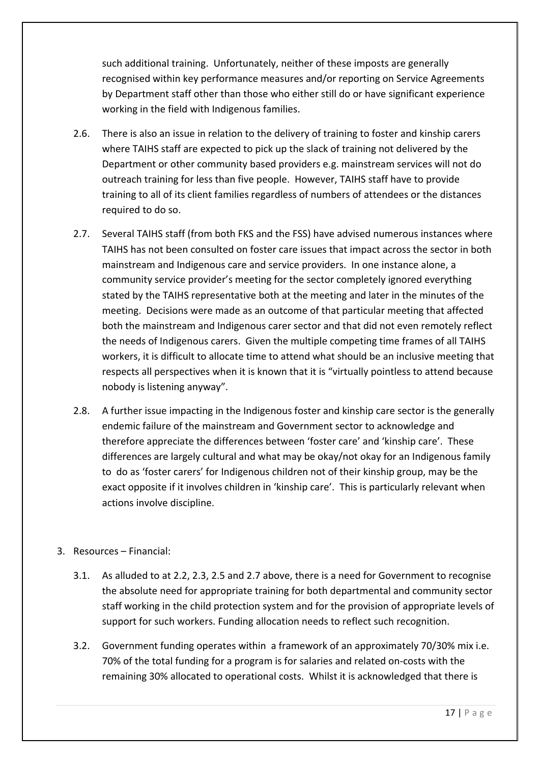such additional training. Unfortunately, neither of these imposts are generally recognised within key performance measures and/or reporting on Service Agreements by Department staff other than those who either still do or have significant experience working in the field with Indigenous families.

2.6. There is also an issue in relation to the delivery of training to foster and kinship carers where TAIHS staff are expected to pick up the slack of training not delivered by the Department or other community based providers e.g. mainstream services will not do outreach training for less than five people. However, TAIHS staff have to provide training to all of its client families regardless of numbers of attendees or the distances required to do so.

2.7. Several TAIHS staff (from both FKS and the FSS) have advised numerous instances where TAIHS has not been consulted on foster care issues that impact across the sector in both mainstream and Indigenous care and service providers. In one instance alone, a community service provider's meeting for the sector completely ignored everything stated by the TAIHS representative both at the meeting and later in the minutes of the meeting. Decisions were made as an outcome of that particular meeting that affected both the mainstream and Indigenous carer sector and that did not even remotely reflect the needs of Indigenous carers. Given the multiple competing time frames of all TAIHS workers, it is difficult to allocate time to attend what should be an inclusive meeting that respects all perspectives when it is known that it is "virtually pointless to attend because nobody is listening anyway".

2.8. A further issue impacting in the Indigenous foster and kinship care sector is the generally endemic failure of the mainstream and Government sector to acknowledge and therefore appreciate the differences between 'foster care' and 'kinship care'. These differences are largely cultural and what may be okay/not okay for an Indigenous family to do as 'foster carers' for Indigenous children not of their kinship group, may be the exact opposite if it involves children in 'kinship care'. This is particularly relevant when actions involve discipline.

3. Resources – Financial:

3.1. As alluded to at 2.2, 2.3, 2.5 and 2.7 above, there is a need for Government to recognise the absolute need for appropriate training for both departmental and community sector staff working in the child protection system and for the provision of appropriate levels of support for such workers. Funding allocation needs to reflect such recognition.

3.2. Government funding operates within a framework of an approximately 70/30% mix i.e. 70% of the total funding for a program is for salaries and related on-costs with the remaining 30% allocated to operational costs. Whilst it is acknowledged that there is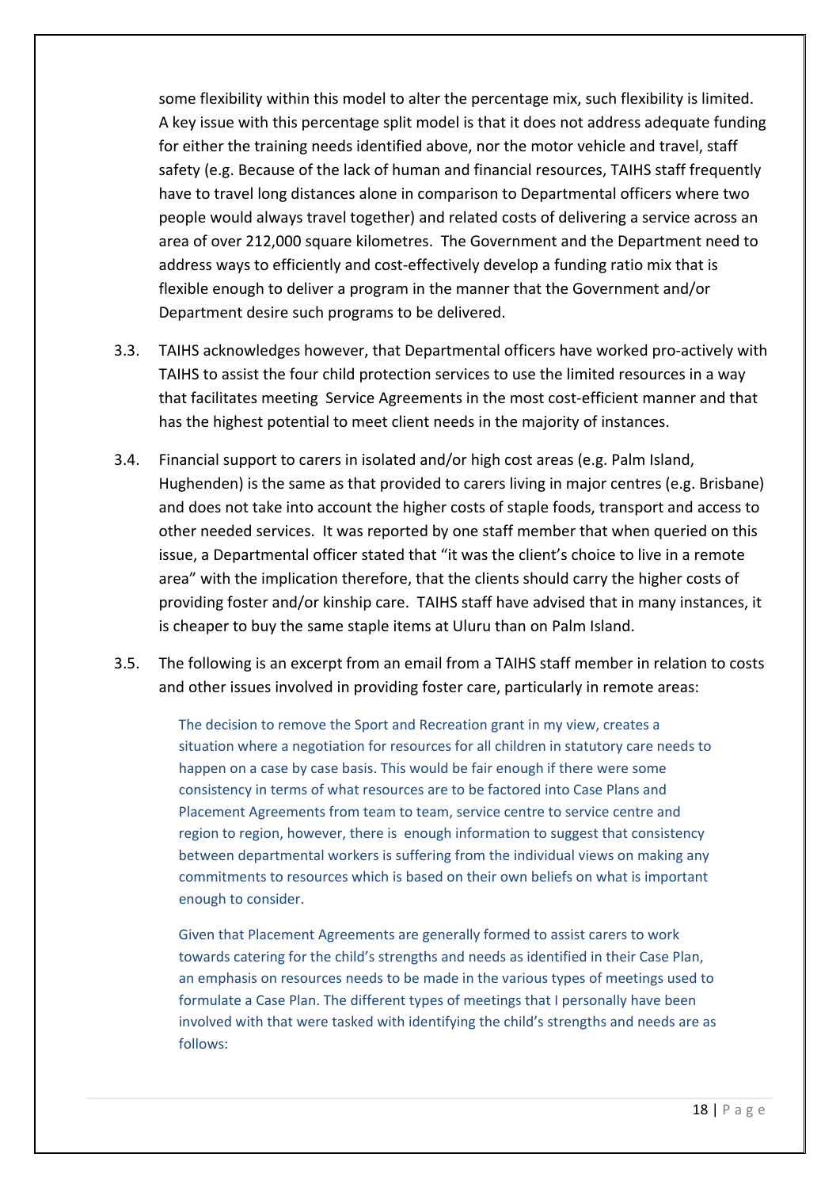some flexibility within this model to alter the percentage mix, such flexibility is limited. A key issue with this percentage split model is that it does not address adequate funding for either the training needs identified above, nor the motor vehicle and travel, staff safety (e.g. Because of the lack of human and financial resources, TAIHS staff frequently have to travel long distances alone in comparison to Departmental officers where two people would always travel together) and related costs of delivering a service across an area of over 212,000 square kilometres. The Government and the Department need to address ways to efficiently and cost-effectively develop a funding ratio mix that is flexible enough to deliver a program in the manner that the Government and/or Department desire such programs to be delivered.

3.3. TAIHS acknowledges however, that Departmental officers have worked pro-actively with TAIHS to assist the four child protection services to use the limited resources in a way that facilitates meeting Service Agreements in the most cost-efficient manner and that has the highest potential to meet client needs in the majority of instances.

3.4. Financial support to carers in isolated and/or high cost areas (e.g. Palm Island, Hughenden) is the same as that provided to carers living in major centres (e.g. Brisbane) and does not take into account the higher costs of staple foods, transport and access to other needed services. It was reported by one staff member that when queried on this issue, a Departmental officer stated that "it was the client's choice to live in a remote area" with the implication therefore, that the clients should carry the higher costs of providing foster and/or kinship care. TAIHS staff have advised that in many instances, it is cheaper to buy the same staple items at Uluru than on Palm Island.

3.5. The following is an excerpt from an email from a TAIHS staff member in relation to costs and other issues involved in providing foster care, particularly in remote areas:

> The decision to remove the Sport and Recreation grant in my view, creates a situation where a negotiation for resources for all children in statutory care needs to happen on a case by case basis. This would be fair enough if there were some consistency in terms of what resources are to be factored into Case Plans and Placement Agreements from team to team, service centre to service centre and region to region, however, there is enough information to suggest that consistency between departmental workers is suffering from the individual views on making any commitments to resources which is based on their own beliefs on what is important enough to consider.
>
> Given that Placement Agreements are generally formed to assist carers to work towards catering for the child's strengths and needs as identified in their Case Plan, an emphasis on resources needs to be made in the various types of meetings used to formulate a Case Plan. The different types of meetings that I personally have been involved with that were tasked with identifying the child's strengths and needs are as follows: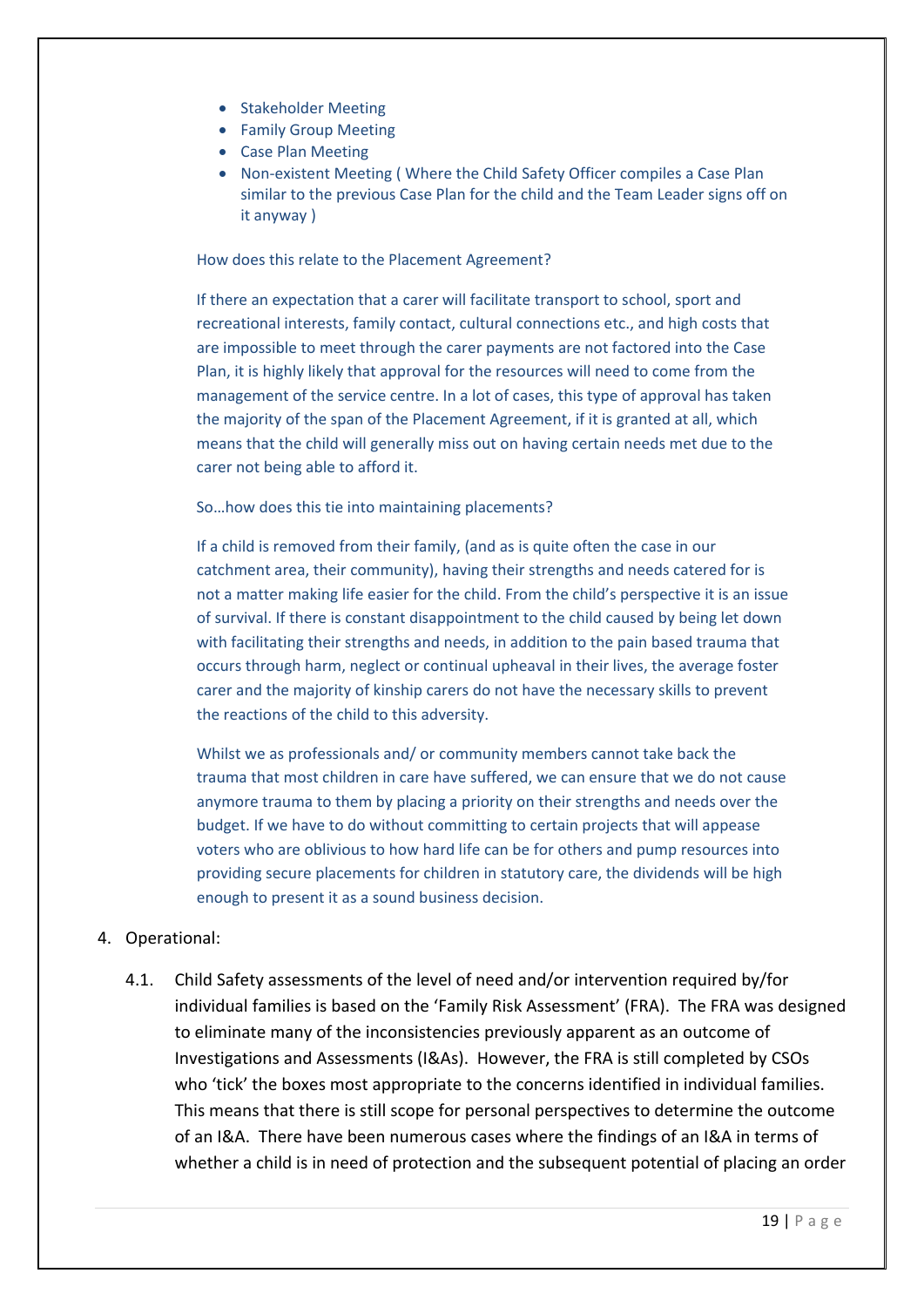- Stakeholder Meeting
- Family Group Meeting
- Case Plan Meeting
- Non-existent Meeting ( Where the Child Safety Officer compiles a Case Plan similar to the previous Case Plan for the child and the Team Leader signs off on it anyway )

How does this relate to the Placement Agreement?

If there an expectation that a carer will facilitate transport to school, sport and recreational interests, family contact, cultural connections etc., and high costs that are impossible to meet through the carer payments are not factored into the Case Plan, it is highly likely that approval for the resources will need to come from the management of the service centre. In a lot of cases, this type of approval has taken the majority of the span of the Placement Agreement, if it is granted at all, which means that the child will generally miss out on having certain needs met due to the carer not being able to afford it.

So…how does this tie into maintaining placements?

If a child is removed from their family, (and as is quite often the case in our catchment area, their community), having their strengths and needs catered for is not a matter making life easier for the child. From the child's perspective it is an issue of survival. If there is constant disappointment to the child caused by being let down with facilitating their strengths and needs, in addition to the pain based trauma that occurs through harm, neglect or continual upheaval in their lives, the average foster carer and the majority of kinship carers do not have the necessary skills to prevent the reactions of the child to this adversity.

Whilst we as professionals and/ or community members cannot take back the trauma that most children in care have suffered, we can ensure that we do not cause anymore trauma to them by placing a priority on their strengths and needs over the budget. If we have to do without committing to certain projects that will appease voters who are oblivious to how hard life can be for others and pump resources into providing secure placements for children in statutory care, the dividends will be high enough to present it as a sound business decision.

4. Operational:

4.1. Child Safety assessments of the level of need and/or intervention required by/for individual families is based on the 'Family Risk Assessment' (FRA). The FRA was designed to eliminate many of the inconsistencies previously apparent as an outcome of Investigations and Assessments (I&As). However, the FRA is still completed by CSOs who 'tick' the boxes most appropriate to the concerns identified in individual families. This means that there is still scope for personal perspectives to determine the outcome of an I&A. There have been numerous cases where the findings of an I&A in terms of whether a child is in need of protection and the subsequent potential of placing an order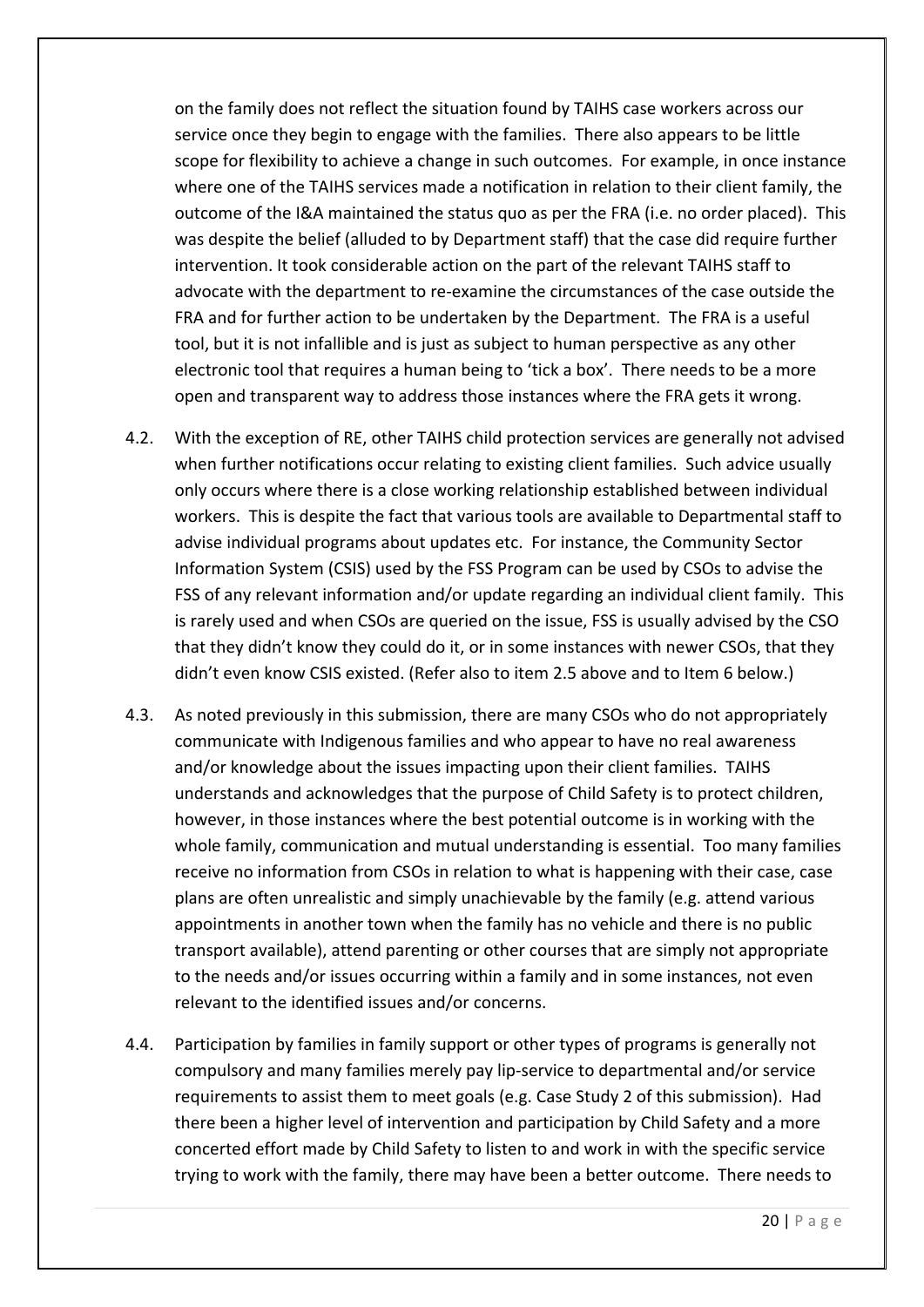on the family does not reflect the situation found by TAIHS case workers across our service once they begin to engage with the families. There also appears to be little scope for flexibility to achieve a change in such outcomes. For example, in once instance where one of the TAIHS services made a notification in relation to their client family, the outcome of the I&A maintained the status quo as per the FRA (i.e. no order placed). This was despite the belief (alluded to by Department staff) that the case did require further intervention. It took considerable action on the part of the relevant TAIHS staff to advocate with the department to re-examine the circumstances of the case outside the FRA and for further action to be undertaken by the Department. The FRA is a useful tool, but it is not infallible and is just as subject to human perspective as any other electronic tool that requires a human being to 'tick a box'. There needs to be a more open and transparent way to address those instances where the FRA gets it wrong.

4.2. With the exception of RE, other TAIHS child protection services are generally not advised when further notifications occur relating to existing client families. Such advice usually only occurs where there is a close working relationship established between individual workers. This is despite the fact that various tools are available to Departmental staff to advise individual programs about updates etc. For instance, the Community Sector Information System (CSIS) used by the FSS Program can be used by CSOs to advise the FSS of any relevant information and/or update regarding an individual client family. This is rarely used and when CSOs are queried on the issue, FSS is usually advised by the CSO that they didn't know they could do it, or in some instances with newer CSOs, that they didn't even know CSIS existed. (Refer also to item 2.5 above and to Item 6 below.)

4.3. As noted previously in this submission, there are many CSOs who do not appropriately communicate with Indigenous families and who appear to have no real awareness and/or knowledge about the issues impacting upon their client families. TAIHS understands and acknowledges that the purpose of Child Safety is to protect children, however, in those instances where the best potential outcome is in working with the whole family, communication and mutual understanding is essential. Too many families receive no information from CSOs in relation to what is happening with their case, case plans are often unrealistic and simply unachievable by the family (e.g. attend various appointments in another town when the family has no vehicle and there is no public transport available), attend parenting or other courses that are simply not appropriate to the needs and/or issues occurring within a family and in some instances, not even relevant to the identified issues and/or concerns.

4.4. Participation by families in family support or other types of programs is generally not compulsory and many families merely pay lip-service to departmental and/or service requirements to assist them to meet goals (e.g. Case Study 2 of this submission). Had there been a higher level of intervention and participation by Child Safety and a more concerted effort made by Child Safety to listen to and work in with the specific service trying to work with the family, there may have been a better outcome. There needs to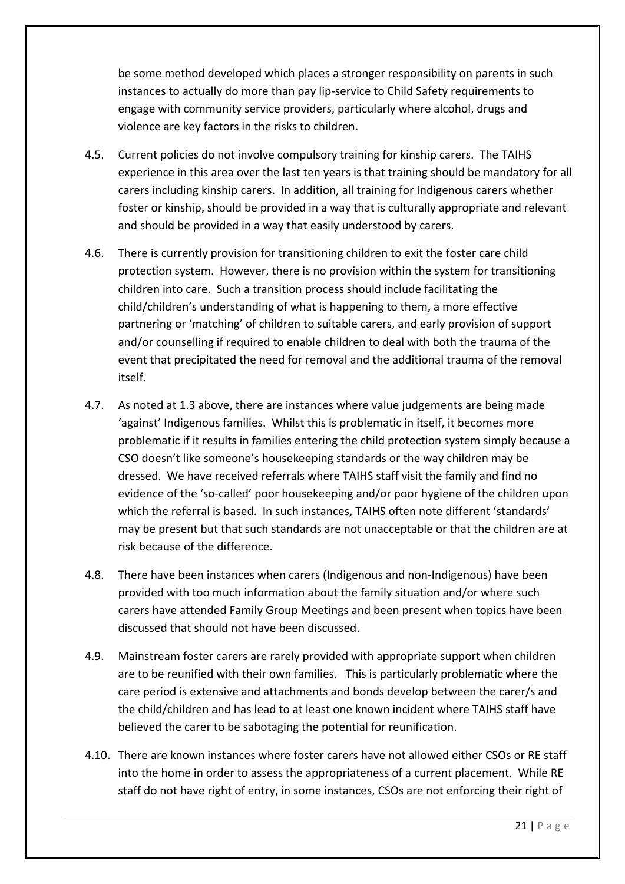be some method developed which places a stronger responsibility on parents in such instances to actually do more than pay lip-service to Child Safety requirements to engage with community service providers, particularly where alcohol, drugs and violence are key factors in the risks to children.

4.5. Current policies do not involve compulsory training for kinship carers. The TAIHS experience in this area over the last ten years is that training should be mandatory for all carers including kinship carers. In addition, all training for Indigenous carers whether foster or kinship, should be provided in a way that is culturally appropriate and relevant and should be provided in a way that easily understood by carers.

4.6. There is currently provision for transitioning children to exit the foster care child protection system. However, there is no provision within the system for transitioning children into care. Such a transition process should include facilitating the child/children's understanding of what is happening to them, a more effective partnering or 'matching' of children to suitable carers, and early provision of support and/or counselling if required to enable children to deal with both the trauma of the event that precipitated the need for removal and the additional trauma of the removal itself.

4.7. As noted at 1.3 above, there are instances where value judgements are being made 'against' Indigenous families. Whilst this is problematic in itself, it becomes more problematic if it results in families entering the child protection system simply because a CSO doesn't like someone's housekeeping standards or the way children may be dressed. We have received referrals where TAIHS staff visit the family and find no evidence of the 'so-called' poor housekeeping and/or poor hygiene of the children upon which the referral is based. In such instances, TAIHS often note different 'standards' may be present but that such standards are not unacceptable or that the children are at risk because of the difference.

4.8. There have been instances when carers (Indigenous and non-Indigenous) have been provided with too much information about the family situation and/or where such carers have attended Family Group Meetings and been present when topics have been discussed that should not have been discussed.

4.9. Mainstream foster carers are rarely provided with appropriate support when children are to be reunified with their own families. This is particularly problematic where the care period is extensive and attachments and bonds develop between the carer/s and the child/children and has lead to at least one known incident where TAIHS staff have believed the carer to be sabotaging the potential for reunification.

4.10. There are known instances where foster carers have not allowed either CSOs or RE staff into the home in order to assess the appropriateness of a current placement. While RE staff do not have right of entry, in some instances, CSOs are not enforcing their right of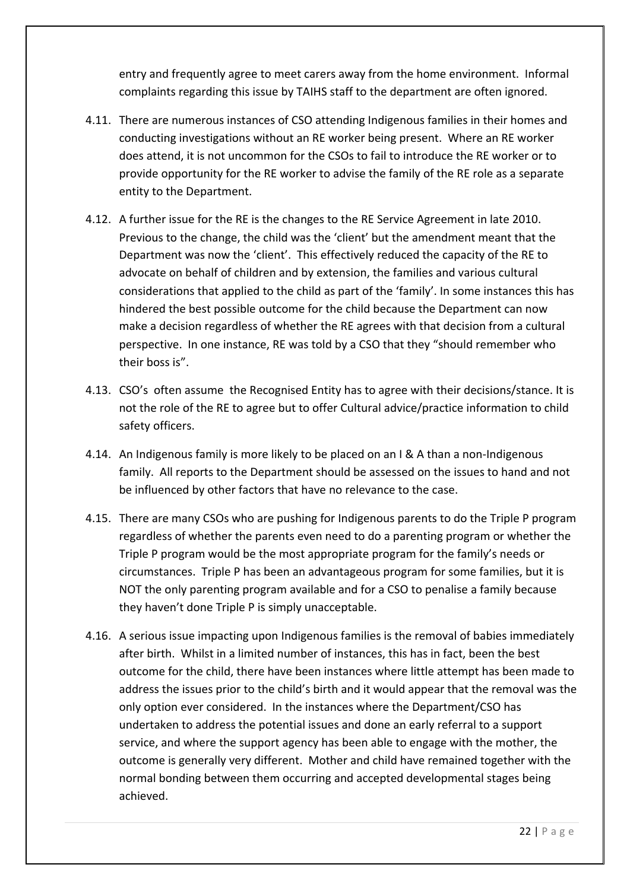entry and frequently agree to meet carers away from the home environment. Informal complaints regarding this issue by TAIHS staff to the department are often ignored.

4.11. There are numerous instances of CSO attending Indigenous families in their homes and conducting investigations without an RE worker being present. Where an RE worker does attend, it is not uncommon for the CSOs to fail to introduce the RE worker or to provide opportunity for the RE worker to advise the family of the RE role as a separate entity to the Department.

4.12. A further issue for the RE is the changes to the RE Service Agreement in late 2010. Previous to the change, the child was the 'client' but the amendment meant that the Department was now the 'client'. This effectively reduced the capacity of the RE to advocate on behalf of children and by extension, the families and various cultural considerations that applied to the child as part of the 'family'. In some instances this has hindered the best possible outcome for the child because the Department can now make a decision regardless of whether the RE agrees with that decision from a cultural perspective. In one instance, RE was told by a CSO that they "should remember who their boss is".

4.13. CSO's often assume the Recognised Entity has to agree with their decisions/stance. It is not the role of the RE to agree but to offer Cultural advice/practice information to child safety officers.

4.14. An Indigenous family is more likely to be placed on an I & A than a non-Indigenous family. All reports to the Department should be assessed on the issues to hand and not be influenced by other factors that have no relevance to the case.

4.15. There are many CSOs who are pushing for Indigenous parents to do the Triple P program regardless of whether the parents even need to do a parenting program or whether the Triple P program would be the most appropriate program for the family's needs or circumstances. Triple P has been an advantageous program for some families, but it is NOT the only parenting program available and for a CSO to penalise a family because they haven't done Triple P is simply unacceptable.

4.16. A serious issue impacting upon Indigenous families is the removal of babies immediately after birth. Whilst in a limited number of instances, this has in fact, been the best outcome for the child, there have been instances where little attempt has been made to address the issues prior to the child's birth and it would appear that the removal was the only option ever considered. In the instances where the Department/CSO has undertaken to address the potential issues and done an early referral to a support service, and where the support agency has been able to engage with the mother, the outcome is generally very different. Mother and child have remained together with the normal bonding between them occurring and accepted developmental stages being achieved.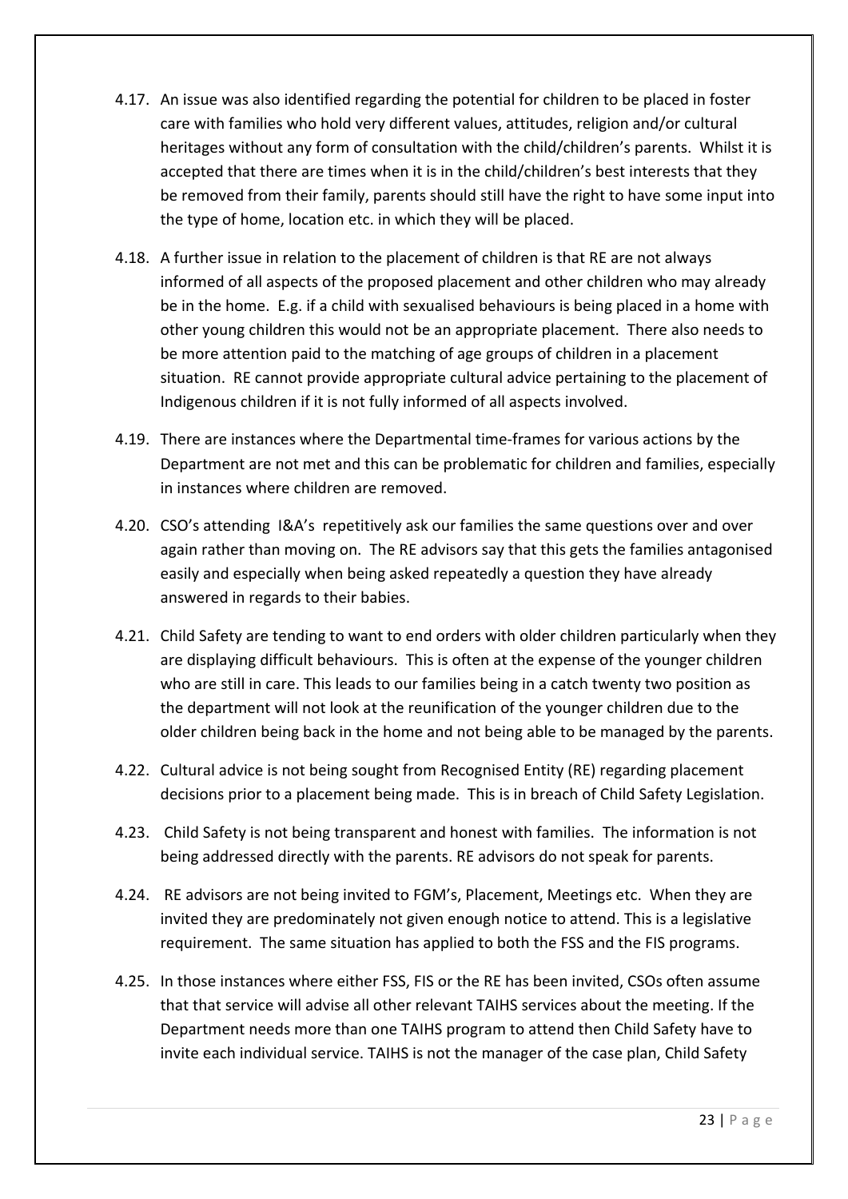4.17. An issue was also identified regarding the potential for children to be placed in foster care with families who hold very different values, attitudes, religion and/or cultural heritages without any form of consultation with the child/children's parents. Whilst it is accepted that there are times when it is in the child/children's best interests that they be removed from their family, parents should still have the right to have some input into the type of home, location etc. in which they will be placed.

4.18. A further issue in relation to the placement of children is that RE are not always informed of all aspects of the proposed placement and other children who may already be in the home. E.g. if a child with sexualised behaviours is being placed in a home with other young children this would not be an appropriate placement. There also needs to be more attention paid to the matching of age groups of children in a placement situation. RE cannot provide appropriate cultural advice pertaining to the placement of Indigenous children if it is not fully informed of all aspects involved.

4.19. There are instances where the Departmental time-frames for various actions by the Department are not met and this can be problematic for children and families, especially in instances where children are removed.

4.20. CSO's attending I&A's repetitively ask our families the same questions over and over again rather than moving on. The RE advisors say that this gets the families antagonised easily and especially when being asked repeatedly a question they have already answered in regards to their babies.

4.21. Child Safety are tending to want to end orders with older children particularly when they are displaying difficult behaviours. This is often at the expense of the younger children who are still in care. This leads to our families being in a catch twenty two position as the department will not look at the reunification of the younger children due to the older children being back in the home and not being able to be managed by the parents.

4.22. Cultural advice is not being sought from Recognised Entity (RE) regarding placement decisions prior to a placement being made. This is in breach of Child Safety Legislation.

4.23. Child Safety is not being transparent and honest with families. The information is not being addressed directly with the parents. RE advisors do not speak for parents.

4.24. RE advisors are not being invited to FGM's, Placement, Meetings etc. When they are invited they are predominately not given enough notice to attend. This is a legislative requirement. The same situation has applied to both the FSS and the FIS programs.

4.25. In those instances where either FSS, FIS or the RE has been invited, CSOs often assume that that service will advise all other relevant TAIHS services about the meeting. If the Department needs more than one TAIHS program to attend then Child Safety have to invite each individual service. TAIHS is not the manager of the case plan, Child Safety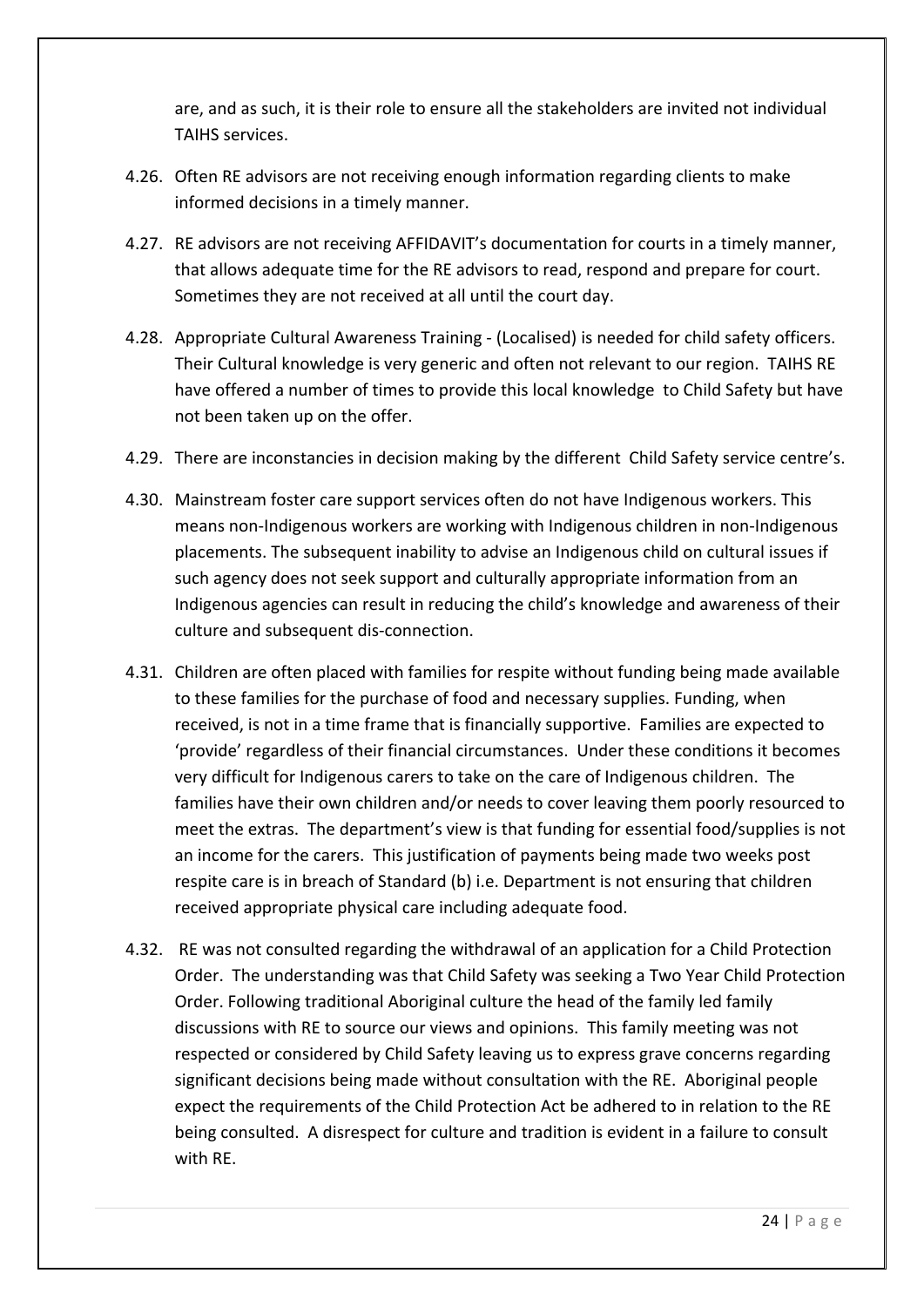are, and as such, it is their role to ensure all the stakeholders are invited not individual TAIHS services.

4.26. Often RE advisors are not receiving enough information regarding clients to make informed decisions in a timely manner.

4.27. RE advisors are not receiving AFFIDAVIT's documentation for courts in a timely manner, that allows adequate time for the RE advisors to read, respond and prepare for court. Sometimes they are not received at all until the court day.

4.28. Appropriate Cultural Awareness Training - (Localised) is needed for child safety officers. Their Cultural knowledge is very generic and often not relevant to our region. TAIHS RE have offered a number of times to provide this local knowledge to Child Safety but have not been taken up on the offer.

4.29. There are inconstancies in decision making by the different Child Safety service centre's.

4.30. Mainstream foster care support services often do not have Indigenous workers. This means non-Indigenous workers are working with Indigenous children in non-Indigenous placements. The subsequent inability to advise an Indigenous child on cultural issues if such agency does not seek support and culturally appropriate information from an Indigenous agencies can result in reducing the child's knowledge and awareness of their culture and subsequent dis-connection.

4.31. Children are often placed with families for respite without funding being made available to these families for the purchase of food and necessary supplies. Funding, when received, is not in a time frame that is financially supportive. Families are expected to 'provide' regardless of their financial circumstances. Under these conditions it becomes very difficult for Indigenous carers to take on the care of Indigenous children. The families have their own children and/or needs to cover leaving them poorly resourced to meet the extras. The department's view is that funding for essential food/supplies is not an income for the carers. This justification of payments being made two weeks post respite care is in breach of Standard (b) i.e. Department is not ensuring that children received appropriate physical care including adequate food.

4.32. RE was not consulted regarding the withdrawal of an application for a Child Protection Order. The understanding was that Child Safety was seeking a Two Year Child Protection Order. Following traditional Aboriginal culture the head of the family led family discussions with RE to source our views and opinions. This family meeting was not respected or considered by Child Safety leaving us to express grave concerns regarding significant decisions being made without consultation with the RE. Aboriginal people expect the requirements of the Child Protection Act be adhered to in relation to the RE being consulted. A disrespect for culture and tradition is evident in a failure to consult with RE.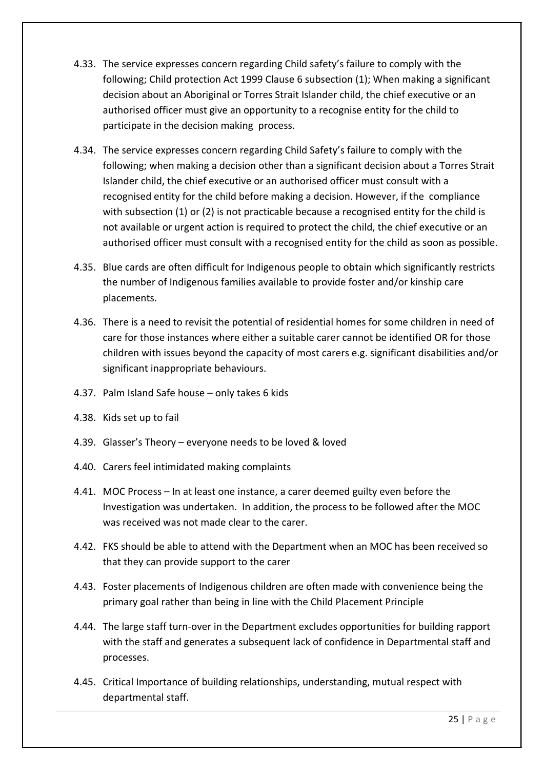4.33. The service expresses concern regarding Child safety's failure to comply with the following; Child protection Act 1999 Clause 6 subsection (1); When making a significant decision about an Aboriginal or Torres Strait Islander child, the chief executive or an authorised officer must give an opportunity to a recognise entity for the child to participate in the decision making process.

4.34. The service expresses concern regarding Child Safety's failure to comply with the following; when making a decision other than a significant decision about a Torres Strait Islander child, the chief executive or an authorised officer must consult with a recognised entity for the child before making a decision. However, if the compliance with subsection (1) or (2) is not practicable because a recognised entity for the child is not available or urgent action is required to protect the child, the chief executive or an authorised officer must consult with a recognised entity for the child as soon as possible.

4.35. Blue cards are often difficult for Indigenous people to obtain which significantly restricts the number of Indigenous families available to provide foster and/or kinship care placements.

4.36. There is a need to revisit the potential of residential homes for some children in need of care for those instances where either a suitable carer cannot be identified OR for those children with issues beyond the capacity of most carers e.g. significant disabilities and/or significant inappropriate behaviours.

4.37. Palm Island Safe house – only takes 6 kids

4.38. Kids set up to fail

4.39. Glasser's Theory – everyone needs to be loved & loved

4.40. Carers feel intimidated making complaints

4.41. MOC Process – In at least one instance, a carer deemed guilty even before the Investigation was undertaken. In addition, the process to be followed after the MOC was received was not made clear to the carer.

4.42. FKS should be able to attend with the Department when an MOC has been received so that they can provide support to the carer

4.43. Foster placements of Indigenous children are often made with convenience being the primary goal rather than being in line with the Child Placement Principle

4.44. The large staff turn-over in the Department excludes opportunities for building rapport with the staff and generates a subsequent lack of confidence in Departmental staff and processes.

4.45. Critical Importance of building relationships, understanding, mutual respect with departmental staff.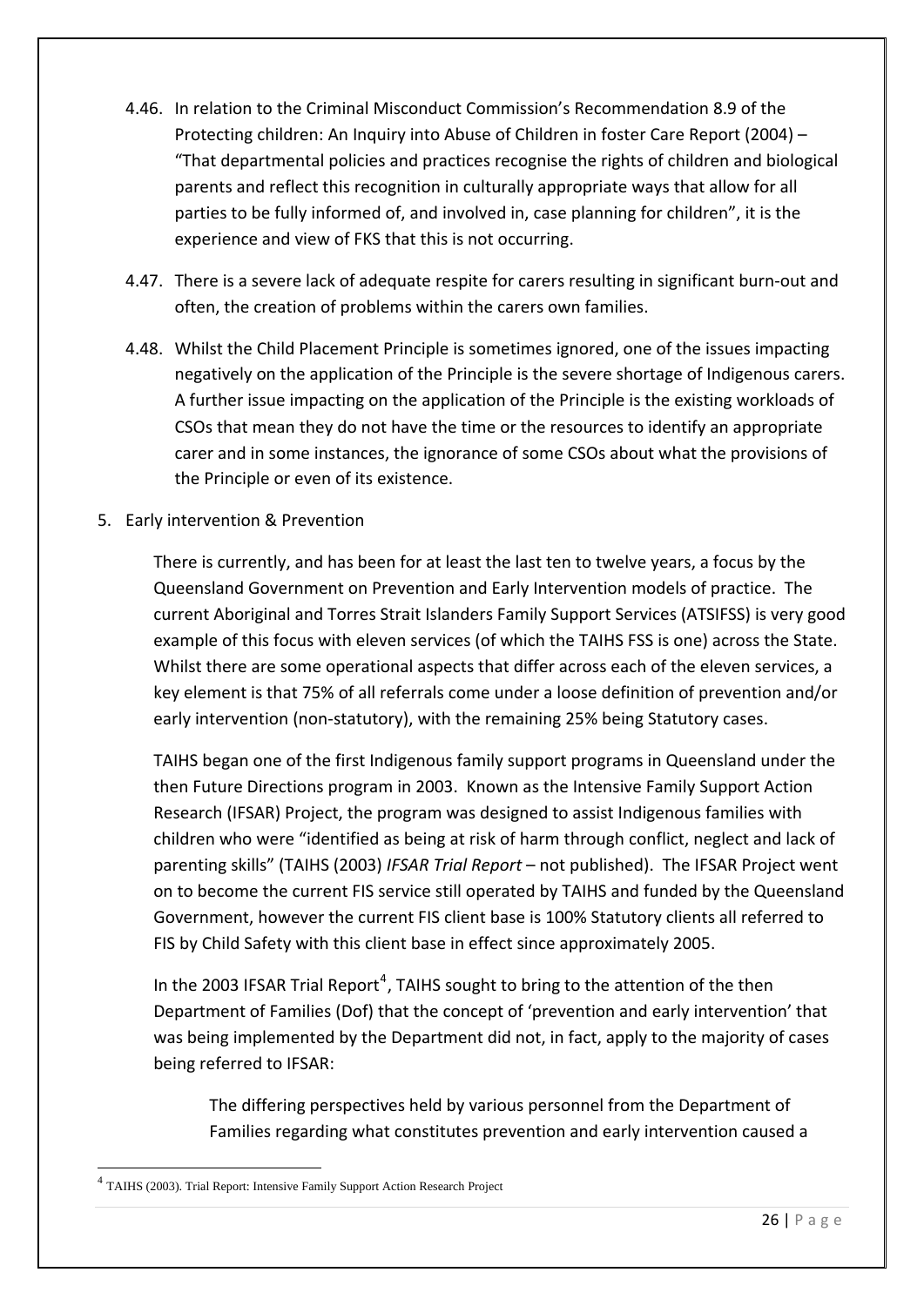4.46. In relation to the Criminal Misconduct Commission's Recommendation 8.9 of the Protecting children: An Inquiry into Abuse of Children in foster Care Report (2004) – "That departmental policies and practices recognise the rights of children and biological parents and reflect this recognition in culturally appropriate ways that allow for all parties to be fully informed of, and involved in, case planning for children", it is the experience and view of FKS that this is not occurring.

4.47. There is a severe lack of adequate respite for carers resulting in significant burn-out and often, the creation of problems within the carers own families.

4.48. Whilst the Child Placement Principle is sometimes ignored, one of the issues impacting negatively on the application of the Principle is the severe shortage of Indigenous carers. A further issue impacting on the application of the Principle is the existing workloads of CSOs that mean they do not have the time or the resources to identify an appropriate carer and in some instances, the ignorance of some CSOs about what the provisions of the Principle or even of its existence.

5. Early intervention & Prevention

There is currently, and has been for at least the last ten to twelve years, a focus by the Queensland Government on Prevention and Early Intervention models of practice. The current Aboriginal and Torres Strait Islanders Family Support Services (ATSIFSS) is very good example of this focus with eleven services (of which the TAIHS FSS is one) across the State. Whilst there are some operational aspects that differ across each of the eleven services, a key element is that 75% of all referrals come under a loose definition of prevention and/or early intervention (non-statutory), with the remaining 25% being Statutory cases.

TAIHS began one of the first Indigenous family support programs in Queensland under the then Future Directions program in 2003. Known as the Intensive Family Support Action Research (IFSAR) Project, the program was designed to assist Indigenous families with children who were "identified as being at risk of harm through conflict, neglect and lack of parenting skills" (TAIHS (2003) *IFSAR Trial Report* – not published). The IFSAR Project went on to become the current FIS service still operated by TAIHS and funded by the Queensland Government, however the current FIS client base is 100% Statutory clients all referred to FIS by Child Safety with this client base in effect since approximately 2005.

In the 2003 IFSAR Trial Report[4], TAIHS sought to bring to the attention of the then Department of Families (Dof) that the concept of 'prevention and early intervention' that was being implemented by the Department did not, in fact, apply to the majority of cases being referred to IFSAR:

> The differing perspectives held by various personnel from the Department of Families regarding what constitutes prevention and early intervention caused a

[4] TAIHS (2003). Trial Report: Intensive Family Support Action Research Project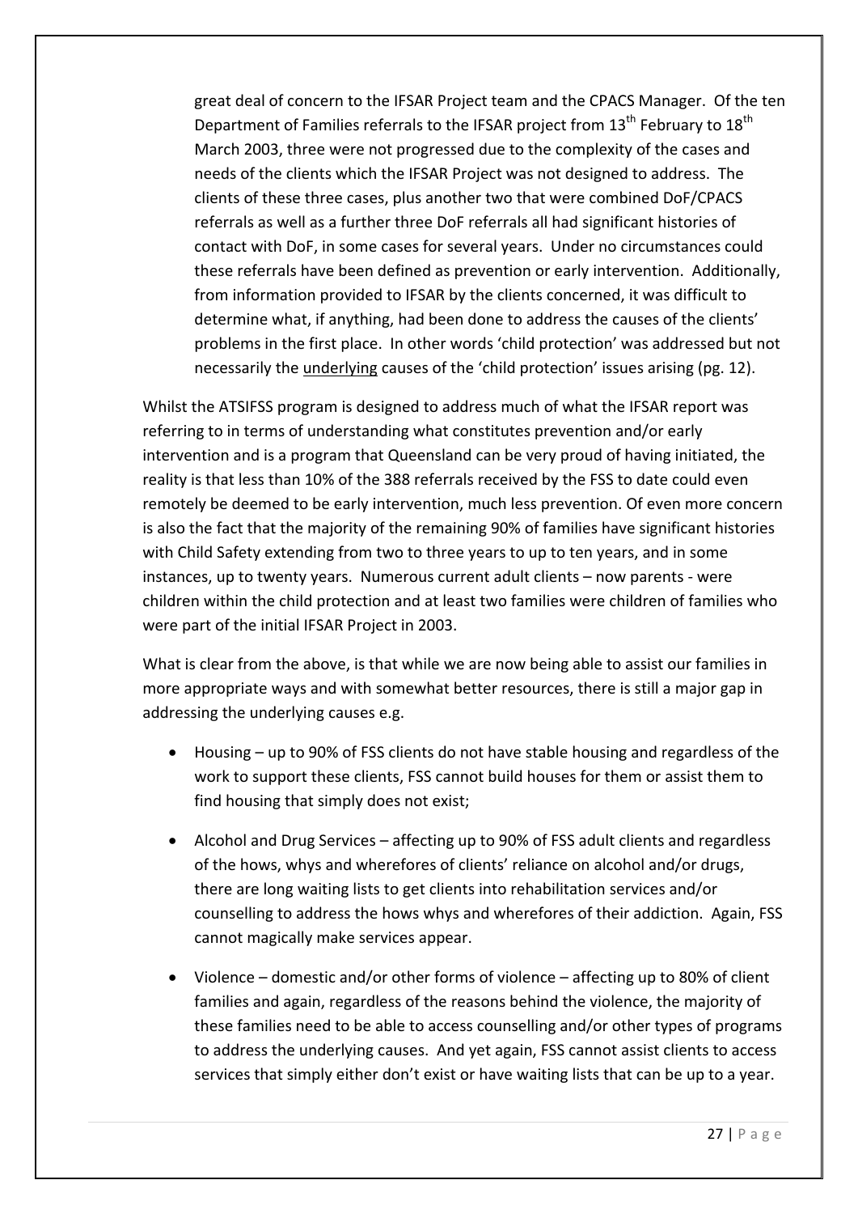> great deal of concern to the IFSAR Project team and the CPACS Manager. Of the ten Department of Families referrals to the IFSAR project from 13th February to 18th March 2003, three were not progressed due to the complexity of the cases and needs of the clients which the IFSAR Project was not designed to address. The clients of these three cases, plus another two that were combined DoF/CPACS referrals as well as a further three DoF referrals all had significant histories of contact with DoF, in some cases for several years. Under no circumstances could these referrals have been defined as prevention or early intervention. Additionally, from information provided to IFSAR by the clients concerned, it was difficult to determine what, if anything, had been done to address the causes of the clients' problems in the first place. In other words 'child protection' was addressed but not necessarily the <u>underlying</u> causes of the 'child protection' issues arising (pg. 12).

Whilst the ATSIFSS program is designed to address much of what the IFSAR report was referring to in terms of understanding what constitutes prevention and/or early intervention and is a program that Queensland can be very proud of having initiated, the reality is that less than 10% of the 388 referrals received by the FSS to date could even remotely be deemed to be early intervention, much less prevention. Of even more concern is also the fact that the majority of the remaining 90% of families have significant histories with Child Safety extending from two to three years to up to ten years, and in some instances, up to twenty years. Numerous current adult clients – now parents - were children within the child protection and at least two families were children of families who were part of the initial IFSAR Project in 2003.

What is clear from the above, is that while we are now being able to assist our families in more appropriate ways and with somewhat better resources, there is still a major gap in addressing the underlying causes e.g.

- Housing – up to 90% of FSS clients do not have stable housing and regardless of the work to support these clients, FSS cannot build houses for them or assist them to find housing that simply does not exist;
- Alcohol and Drug Services – affecting up to 90% of FSS adult clients and regardless of the hows, whys and wherefores of clients' reliance on alcohol and/or drugs, there are long waiting lists to get clients into rehabilitation services and/or counselling to address the hows whys and wherefores of their addiction. Again, FSS cannot magically make services appear.
- Violence – domestic and/or other forms of violence – affecting up to 80% of client families and again, regardless of the reasons behind the violence, the majority of these families need to be able to access counselling and/or other types of programs to address the underlying causes. And yet again, FSS cannot assist clients to access services that simply either don't exist or have waiting lists that can be up to a year.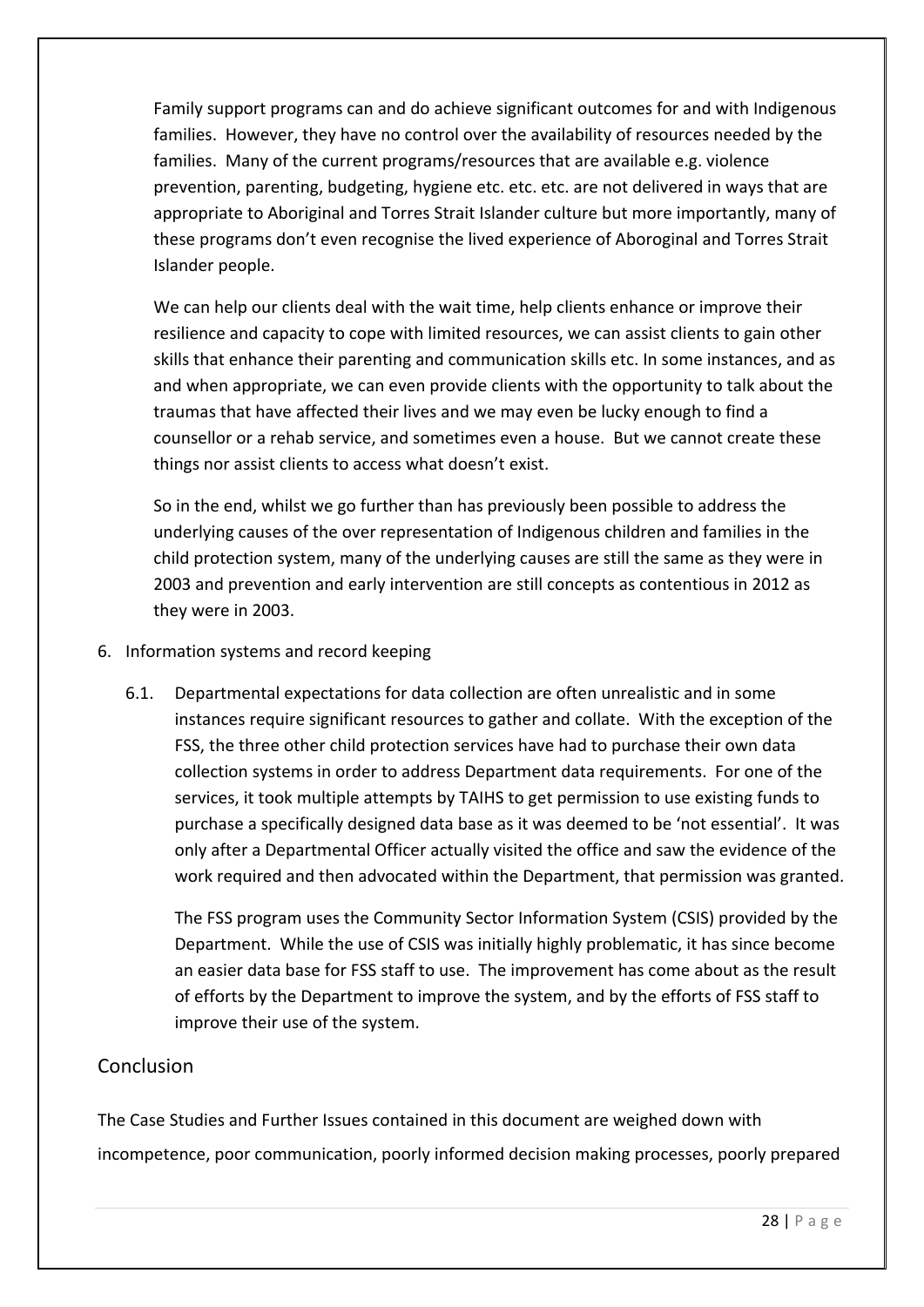Family support programs can and do achieve significant outcomes for and with Indigenous families. However, they have no control over the availability of resources needed by the families. Many of the current programs/resources that are available e.g. violence prevention, parenting, budgeting, hygiene etc. etc. etc. are not delivered in ways that are appropriate to Aboriginal and Torres Strait Islander culture but more importantly, many of these programs don't even recognise the lived experience of Aboroginal and Torres Strait Islander people.

We can help our clients deal with the wait time, help clients enhance or improve their resilience and capacity to cope with limited resources, we can assist clients to gain other skills that enhance their parenting and communication skills etc. In some instances, and as and when appropriate, we can even provide clients with the opportunity to talk about the traumas that have affected their lives and we may even be lucky enough to find a counsellor or a rehab service, and sometimes even a house. But we cannot create these things nor assist clients to access what doesn't exist.

So in the end, whilst we go further than has previously been possible to address the underlying causes of the over representation of Indigenous children and families in the child protection system, many of the underlying causes are still the same as they were in 2003 and prevention and early intervention are still concepts as contentious in 2012 as they were in 2003.

6. Information systems and record keeping

   6.1. Departmental expectations for data collection are often unrealistic and in some instances require significant resources to gather and collate. With the exception of the FSS, the three other child protection services have had to purchase their own data collection systems in order to address Department data requirements. For one of the services, it took multiple attempts by TAIHS to get permission to use existing funds to purchase a specifically designed data base as it was deemed to be 'not essential'. It was only after a Departmental Officer actually visited the office and saw the evidence of the work required and then advocated within the Department, that permission was granted.

   The FSS program uses the Community Sector Information System (CSIS) provided by the Department. While the use of CSIS was initially highly problematic, it has since become an easier data base for FSS staff to use. The improvement has come about as the result of efforts by the Department to improve the system, and by the efforts of FSS staff to improve their use of the system.

## Conclusion

The Case Studies and Further Issues contained in this document are weighed down with incompetence, poor communication, poorly informed decision making processes, poorly prepared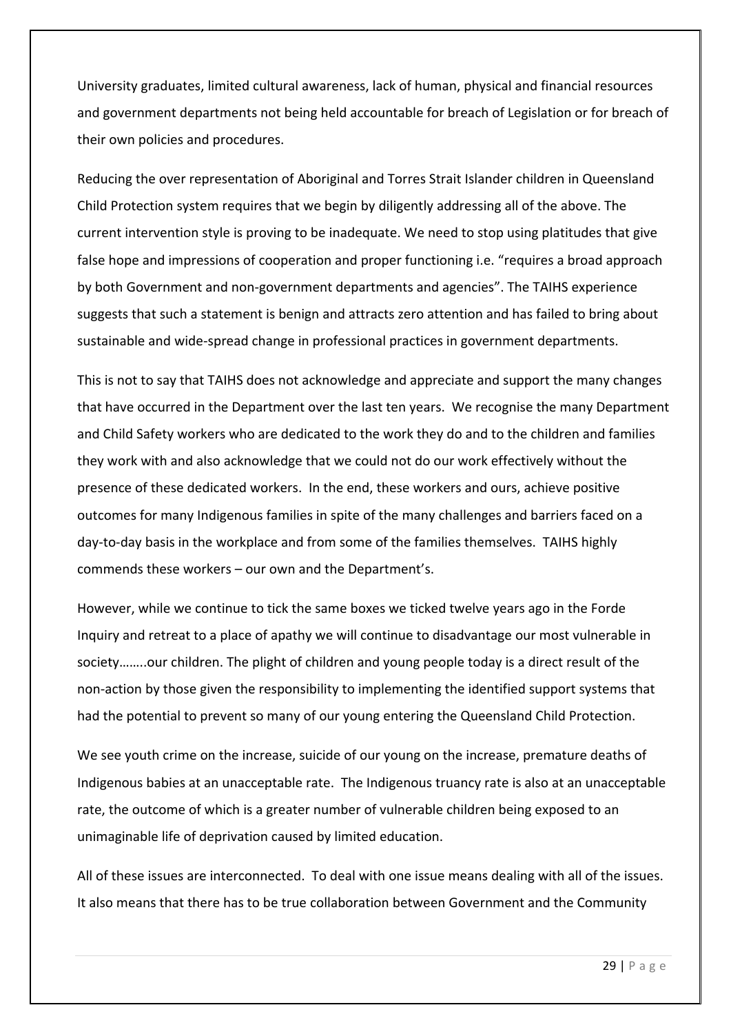University graduates, limited cultural awareness, lack of human, physical and financial resources and government departments not being held accountable for breach of Legislation or for breach of their own policies and procedures.

Reducing the over representation of Aboriginal and Torres Strait Islander children in Queensland Child Protection system requires that we begin by diligently addressing all of the above. The current intervention style is proving to be inadequate. We need to stop using platitudes that give false hope and impressions of cooperation and proper functioning i.e. "requires a broad approach by both Government and non-government departments and agencies". The TAIHS experience suggests that such a statement is benign and attracts zero attention and has failed to bring about sustainable and wide-spread change in professional practices in government departments.

This is not to say that TAIHS does not acknowledge and appreciate and support the many changes that have occurred in the Department over the last ten years. We recognise the many Department and Child Safety workers who are dedicated to the work they do and to the children and families they work with and also acknowledge that we could not do our work effectively without the presence of these dedicated workers. In the end, these workers and ours, achieve positive outcomes for many Indigenous families in spite of the many challenges and barriers faced on a day-to-day basis in the workplace and from some of the families themselves. TAIHS highly commends these workers – our own and the Department's.

However, while we continue to tick the same boxes we ticked twelve years ago in the Forde Inquiry and retreat to a place of apathy we will continue to disadvantage our most vulnerable in society……..our children. The plight of children and young people today is a direct result of the non-action by those given the responsibility to implementing the identified support systems that had the potential to prevent so many of our young entering the Queensland Child Protection.

We see youth crime on the increase, suicide of our young on the increase, premature deaths of Indigenous babies at an unacceptable rate. The Indigenous truancy rate is also at an unacceptable rate, the outcome of which is a greater number of vulnerable children being exposed to an unimaginable life of deprivation caused by limited education.

All of these issues are interconnected. To deal with one issue means dealing with all of the issues. It also means that there has to be true collaboration between Government and the Community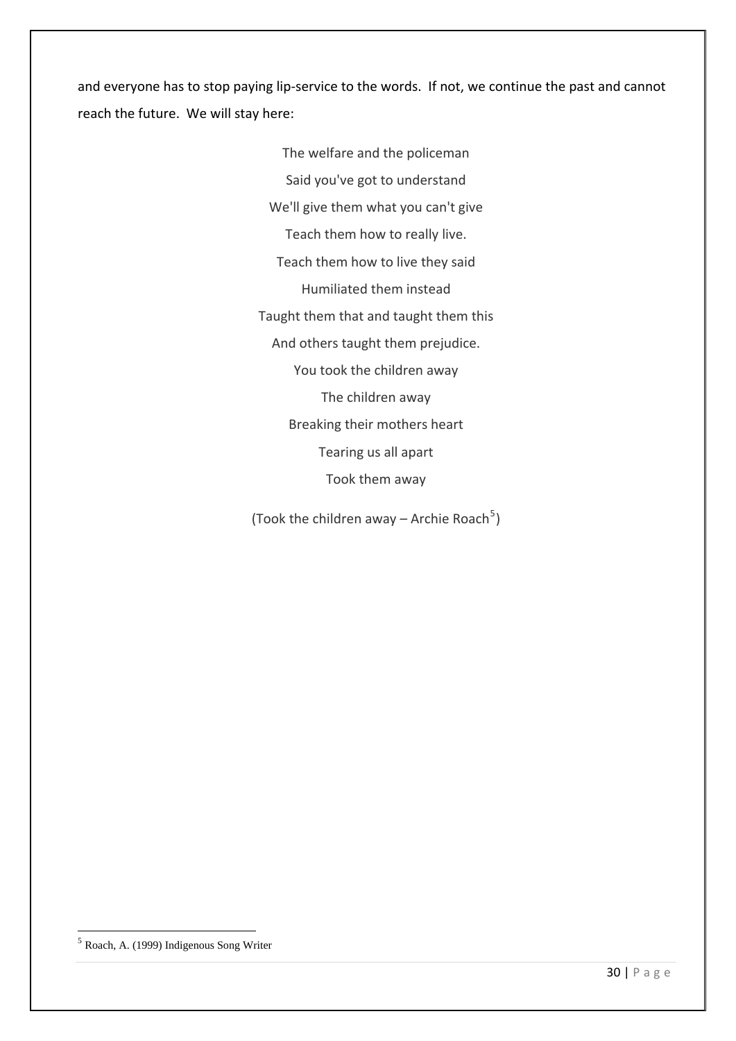and everyone has to stop paying lip-service to the words. If not, we continue the past and cannot reach the future. We will stay here:

The welfare and the policeman
Said you've got to understand
We'll give them what you can't give
Teach them how to really live.
Teach them how to live they said
Humiliated them instead
Taught them that and taught them this
And others taught them prejudice.
You took the children away
The children away
Breaking their mothers heart
Tearing us all apart
Took them away

(Took the children away – Archie Roach[5])

[5] Roach, A. (1999) Indigenous Song Writer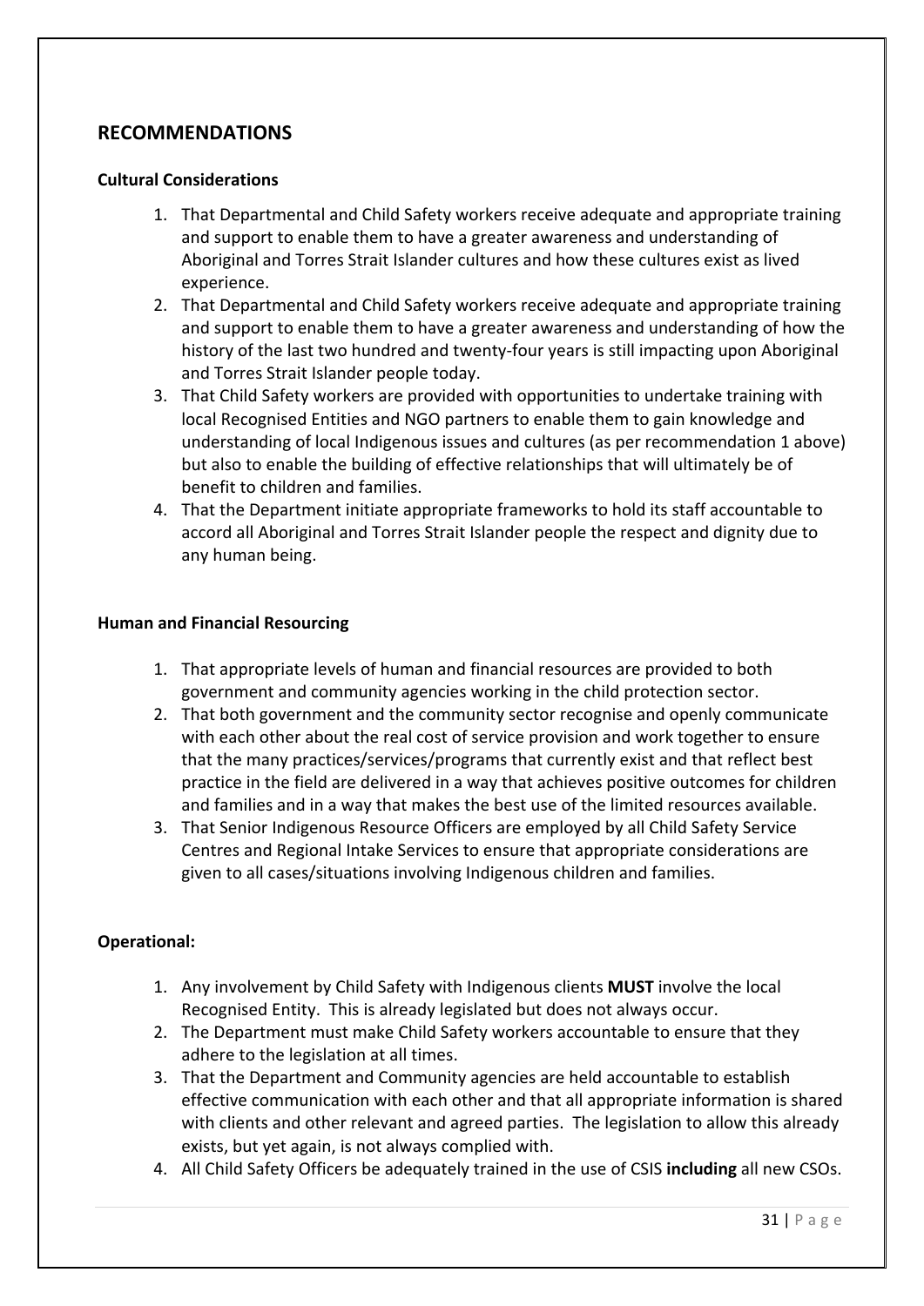## RECOMMENDATIONS

**Cultural Considerations**

1. That Departmental and Child Safety workers receive adequate and appropriate training and support to enable them to have a greater awareness and understanding of Aboriginal and Torres Strait Islander cultures and how these cultures exist as lived experience.
2. That Departmental and Child Safety workers receive adequate and appropriate training and support to enable them to have a greater awareness and understanding of how the history of the last two hundred and twenty-four years is still impacting upon Aboriginal and Torres Strait Islander people today.
3. That Child Safety workers are provided with opportunities to undertake training with local Recognised Entities and NGO partners to enable them to gain knowledge and understanding of local Indigenous issues and cultures (as per recommendation 1 above) but also to enable the building of effective relationships that will ultimately be of benefit to children and families.
4. That the Department initiate appropriate frameworks to hold its staff accountable to accord all Aboriginal and Torres Strait Islander people the respect and dignity due to any human being.

**Human and Financial Resourcing**

1. That appropriate levels of human and financial resources are provided to both government and community agencies working in the child protection sector.
2. That both government and the community sector recognise and openly communicate with each other about the real cost of service provision and work together to ensure that the many practices/services/programs that currently exist and that reflect best practice in the field are delivered in a way that achieves positive outcomes for children and families and in a way that makes the best use of the limited resources available.
3. That Senior Indigenous Resource Officers are employed by all Child Safety Service Centres and Regional Intake Services to ensure that appropriate considerations are given to all cases/situations involving Indigenous children and families.

**Operational:**

1. Any involvement by Child Safety with Indigenous clients **MUST** involve the local Recognised Entity. This is already legislated but does not always occur.
2. The Department must make Child Safety workers accountable to ensure that they adhere to the legislation at all times.
3. That the Department and Community agencies are held accountable to establish effective communication with each other and that all appropriate information is shared with clients and other relevant and agreed parties. The legislation to allow this already exists, but yet again, is not always complied with.
4. All Child Safety Officers be adequately trained in the use of CSIS **including** all new CSOs.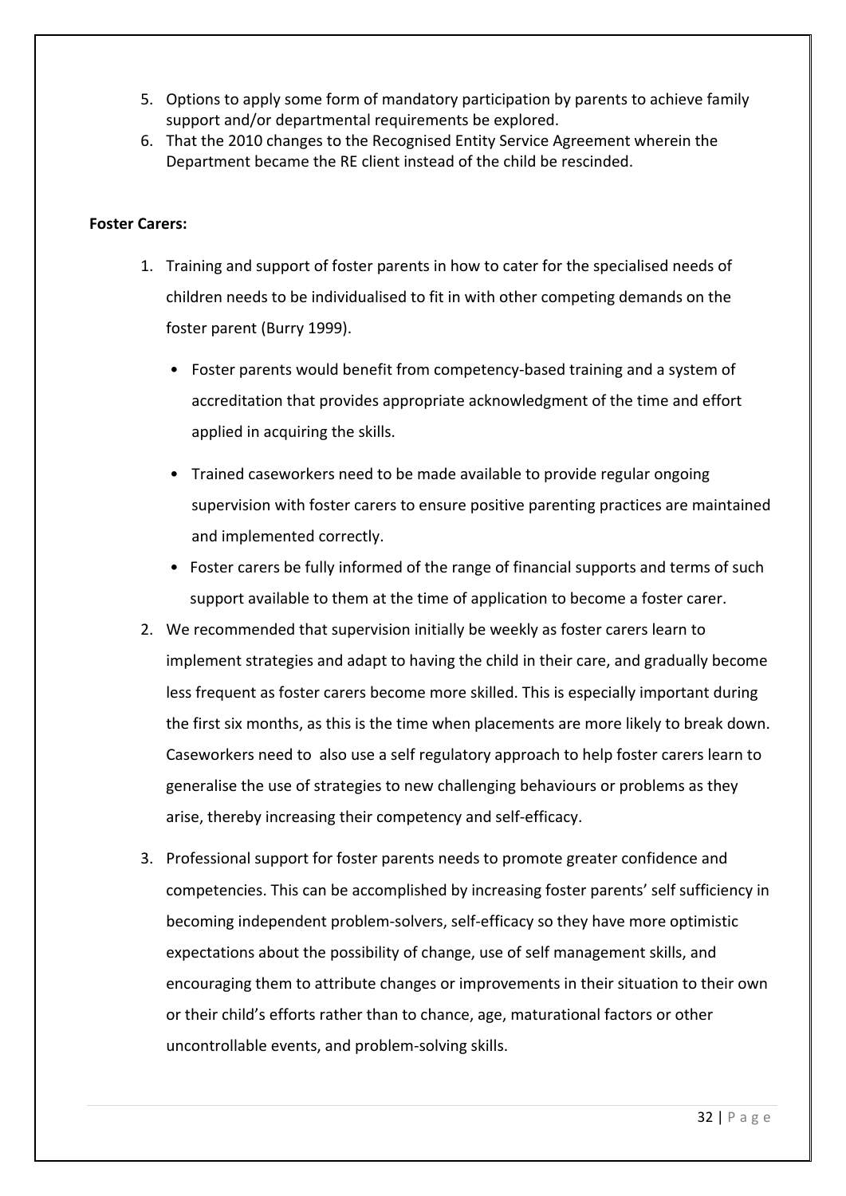5. Options to apply some form of mandatory participation by parents to achieve family support and/or departmental requirements be explored.
6. That the 2010 changes to the Recognised Entity Service Agreement wherein the Department became the RE client instead of the child be rescinded.

**Foster Carers:**

1. Training and support of foster parents in how to cater for the specialised needs of children needs to be individualised to fit in with other competing demands on the foster parent (Burry 1999).
   - Foster parents would benefit from competency-based training and a system of accreditation that provides appropriate acknowledgment of the time and effort applied in acquiring the skills.
   - Trained caseworkers need to be made available to provide regular ongoing supervision with foster carers to ensure positive parenting practices are maintained and implemented correctly.
   - Foster carers be fully informed of the range of financial supports and terms of such support available to them at the time of application to become a foster carer.
2. We recommended that supervision initially be weekly as foster carers learn to implement strategies and adapt to having the child in their care, and gradually become less frequent as foster carers become more skilled. This is especially important during the first six months, as this is the time when placements are more likely to break down. Caseworkers need to also use a self regulatory approach to help foster carers learn to generalise the use of strategies to new challenging behaviours or problems as they arise, thereby increasing their competency and self-efficacy.
3. Professional support for foster parents needs to promote greater confidence and competencies. This can be accomplished by increasing foster parents' self sufficiency in becoming independent problem-solvers, self-efficacy so they have more optimistic expectations about the possibility of change, use of self management skills, and encouraging them to attribute changes or improvements in their situation to their own or their child's efforts rather than to chance, age, maturational factors or other uncontrollable events, and problem-solving skills.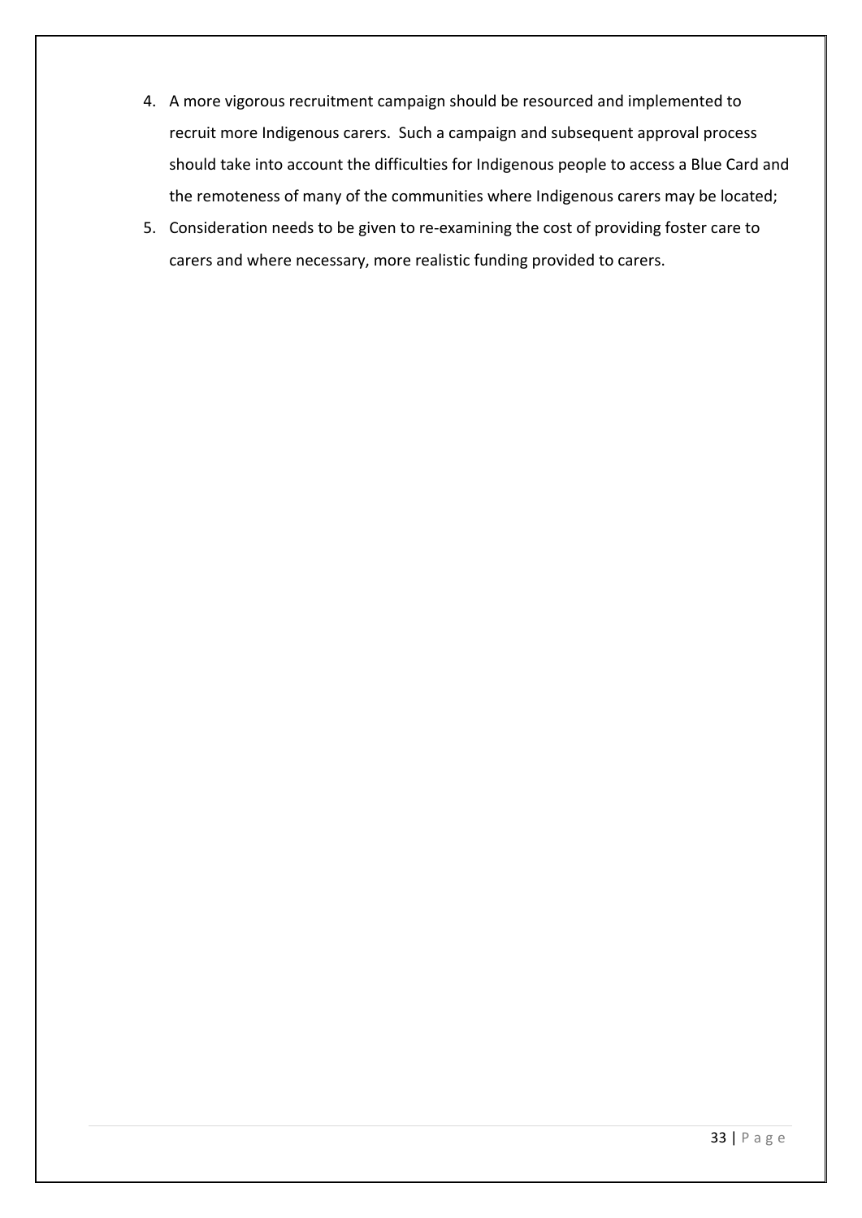4. A more vigorous recruitment campaign should be resourced and implemented to recruit more Indigenous carers. Such a campaign and subsequent approval process should take into account the difficulties for Indigenous people to access a Blue Card and the remoteness of many of the communities where Indigenous carers may be located;
5. Consideration needs to be given to re-examining the cost of providing foster care to carers and where necessary, more realistic funding provided to carers.